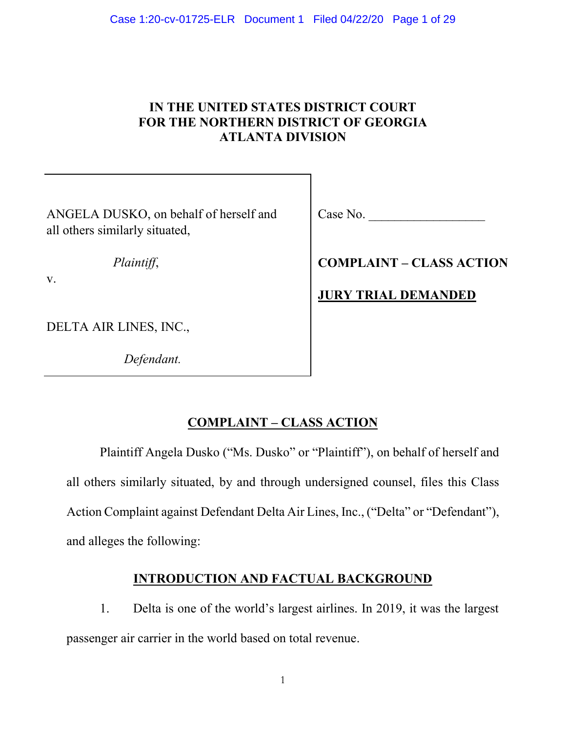**IN THE UNITED STATES DISTRICT COURT**
**FOR THE NORTHERN DISTRICT OF GEORGIA**
**ATLANTA DIVISION**

| | |
|---|---|
| ANGELA DUSKO, on behalf of herself and all others similarly situated, | Case No. __________________ |
| *Plaintiff*, | **COMPLAINT – CLASS ACTION** |
| v. | **JURY TRIAL DEMANDED** |
| DELTA AIR LINES, INC., | |
| *Defendant.* | |

## COMPLAINT – CLASS ACTION

Plaintiff Angela Dusko ("Ms. Dusko" or "Plaintiff"), on behalf of herself and all others similarly situated, by and through undersigned counsel, files this Class Action Complaint against Defendant Delta Air Lines, Inc., ("Delta" or "Defendant"), and alleges the following:

## INTRODUCTION AND FACTUAL BACKGROUND

1. Delta is one of the world's largest airlines. In 2019, it was the largest passenger air carrier in the world based on total revenue.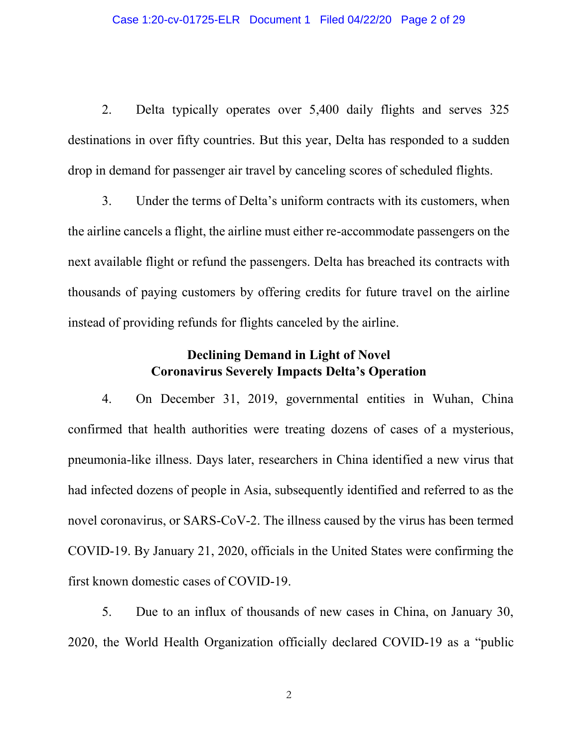2. Delta typically operates over 5,400 daily flights and serves 325 destinations in over fifty countries. But this year, Delta has responded to a sudden drop in demand for passenger air travel by canceling scores of scheduled flights.

3. Under the terms of Delta's uniform contracts with its customers, when the airline cancels a flight, the airline must either re-accommodate passengers on the next available flight or refund the passengers. Delta has breached its contracts with thousands of paying customers by offering credits for future travel on the airline instead of providing refunds for flights canceled by the airline.

**Declining Demand in Light of Novel Coronavirus Severely Impacts Delta's Operation**

4. On December 31, 2019, governmental entities in Wuhan, China confirmed that health authorities were treating dozens of cases of a mysterious, pneumonia-like illness. Days later, researchers in China identified a new virus that had infected dozens of people in Asia, subsequently identified and referred to as the novel coronavirus, or SARS-CoV-2. The illness caused by the virus has been termed COVID-19. By January 21, 2020, officials in the United States were confirming the first known domestic cases of COVID-19.

5. Due to an influx of thousands of new cases in China, on January 30, 2020, the World Health Organization officially declared COVID-19 as a "public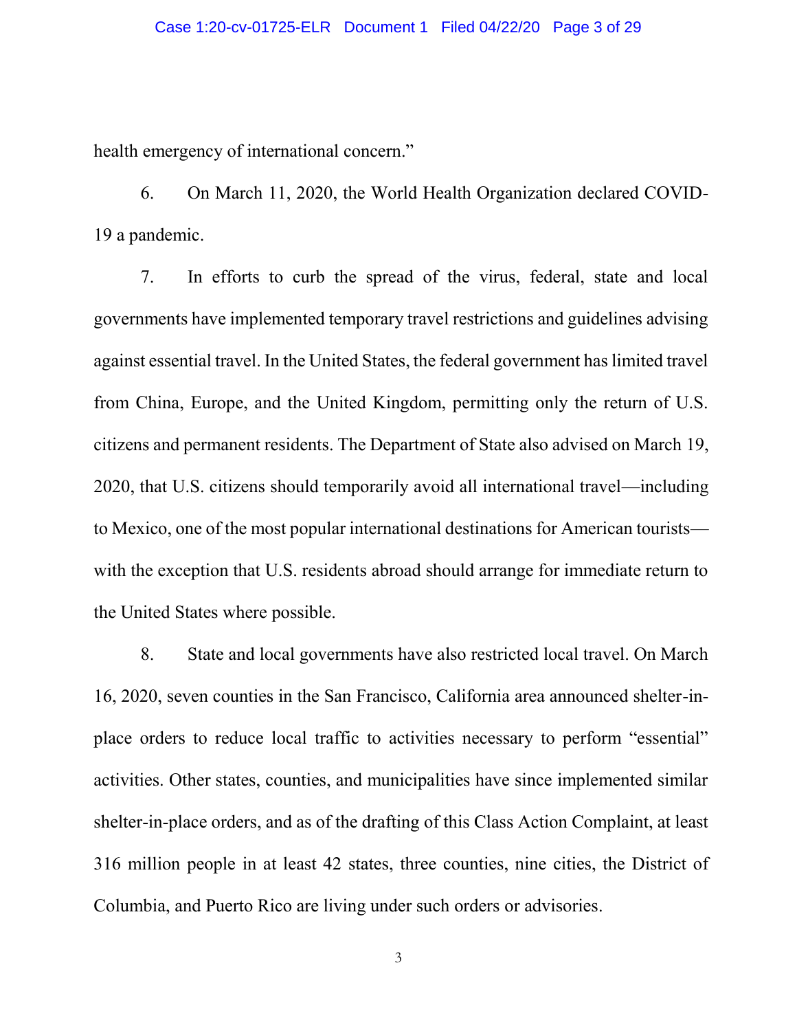health emergency of international concern."

6. On March 11, 2020, the World Health Organization declared COVID-19 a pandemic.

7. In efforts to curb the spread of the virus, federal, state and local governments have implemented temporary travel restrictions and guidelines advising against essential travel. In the United States, the federal government has limited travel from China, Europe, and the United Kingdom, permitting only the return of U.S. citizens and permanent residents. The Department of State also advised on March 19, 2020, that U.S. citizens should temporarily avoid all international travel—including to Mexico, one of the most popular international destinations for American tourists—with the exception that U.S. residents abroad should arrange for immediate return to the United States where possible.

8. State and local governments have also restricted local travel. On March 16, 2020, seven counties in the San Francisco, California area announced shelter-in-place orders to reduce local traffic to activities necessary to perform "essential" activities. Other states, counties, and municipalities have since implemented similar shelter-in-place orders, and as of the drafting of this Class Action Complaint, at least 316 million people in at least 42 states, three counties, nine cities, the District of Columbia, and Puerto Rico are living under such orders or advisories.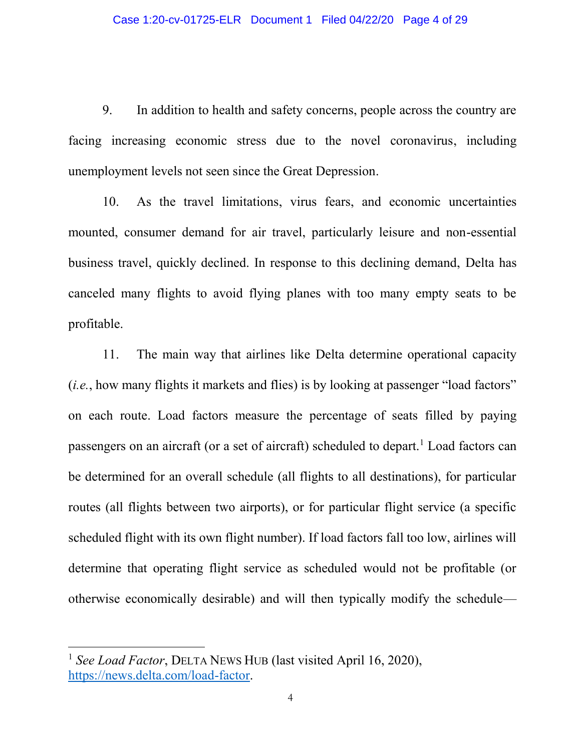9. In addition to health and safety concerns, people across the country are facing increasing economic stress due to the novel coronavirus, including unemployment levels not seen since the Great Depression.

10. As the travel limitations, virus fears, and economic uncertainties mounted, consumer demand for air travel, particularly leisure and non-essential business travel, quickly declined. In response to this declining demand, Delta has canceled many flights to avoid flying planes with too many empty seats to be profitable.

11. The main way that airlines like Delta determine operational capacity (*i.e.*, how many flights it markets and flies) is by looking at passenger "load factors" on each route. Load factors measure the percentage of seats filled by paying passengers on an aircraft (or a set of aircraft) scheduled to depart.[1] Load factors can be determined for an overall schedule (all flights to all destinations), for particular routes (all flights between two airports), or for particular flight service (a specific scheduled flight with its own flight number). If load factors fall too low, airlines will determine that operating flight service as scheduled would not be profitable (or otherwise economically desirable) and will then typically modify the schedule—

---

[1] *See Load Factor*, DELTA NEWS HUB (last visited April 16, 2020), https://news.delta.com/load-factor.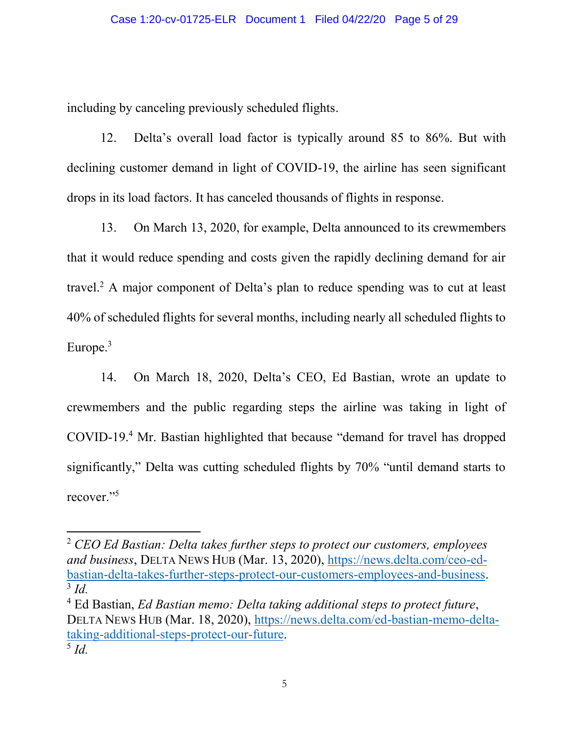including by canceling previously scheduled flights.

12. Delta's overall load factor is typically around 85 to 86%. But with declining customer demand in light of COVID-19, the airline has seen significant drops in its load factors. It has canceled thousands of flights in response.

13. On March 13, 2020, for example, Delta announced to its crewmembers that it would reduce spending and costs given the rapidly declining demand for air travel.[2] A major component of Delta's plan to reduce spending was to cut at least 40% of scheduled flights for several months, including nearly all scheduled flights to Europe.[3]

14. On March 18, 2020, Delta's CEO, Ed Bastian, wrote an update to crewmembers and the public regarding steps the airline was taking in light of COVID-19.[4] Mr. Bastian highlighted that because "demand for travel has dropped significantly," Delta was cutting scheduled flights by 70% "until demand starts to recover."[5]

---

[2] *CEO Ed Bastian: Delta takes further steps to protect our customers, employees and business*, DELTA NEWS HUB (Mar. 13, 2020), https://news.delta.com/ceo-ed-bastian-delta-takes-further-steps-protect-our-customers-employees-and-business.

[3] *Id.*

[4] Ed Bastian, *Ed Bastian memo: Delta taking additional steps to protect future*, DELTA NEWS HUB (Mar. 18, 2020), https://news.delta.com/ed-bastian-memo-delta-taking-additional-steps-protect-our-future.

[5] *Id.*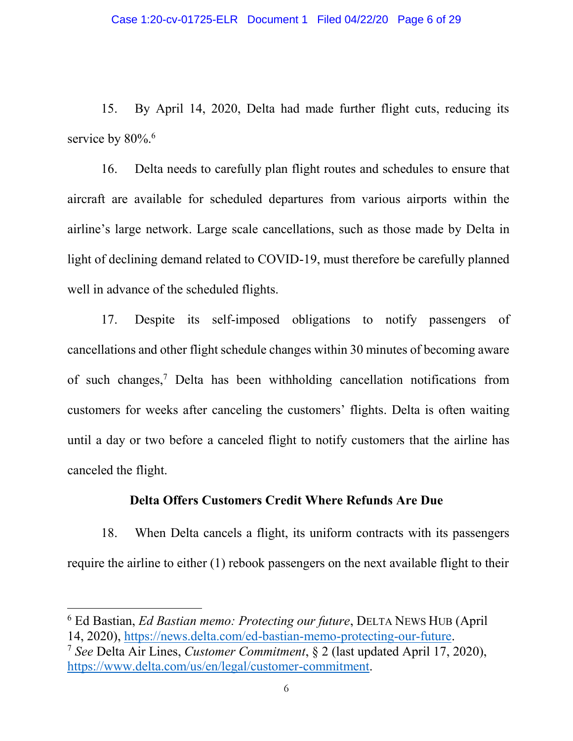15. By April 14, 2020, Delta had made further flight cuts, reducing its service by 80%.[6]

16. Delta needs to carefully plan flight routes and schedules to ensure that aircraft are available for scheduled departures from various airports within the airline's large network. Large scale cancellations, such as those made by Delta in light of declining demand related to COVID-19, must therefore be carefully planned well in advance of the scheduled flights.

17. Despite its self-imposed obligations to notify passengers of cancellations and other flight schedule changes within 30 minutes of becoming aware of such changes,[7] Delta has been withholding cancellation notifications from customers for weeks after canceling the customers' flights. Delta is often waiting until a day or two before a canceled flight to notify customers that the airline has canceled the flight.

**Delta Offers Customers Credit Where Refunds Are Due**

18. When Delta cancels a flight, its uniform contracts with its passengers require the airline to either (1) rebook passengers on the next available flight to their

---

[6] Ed Bastian, *Ed Bastian memo: Protecting our future*, DELTA NEWS HUB (April 14, 2020), https://news.delta.com/ed-bastian-memo-protecting-our-future.

[7] *See* Delta Air Lines, *Customer Commitment*, § 2 (last updated April 17, 2020), https://www.delta.com/us/en/legal/customer-commitment.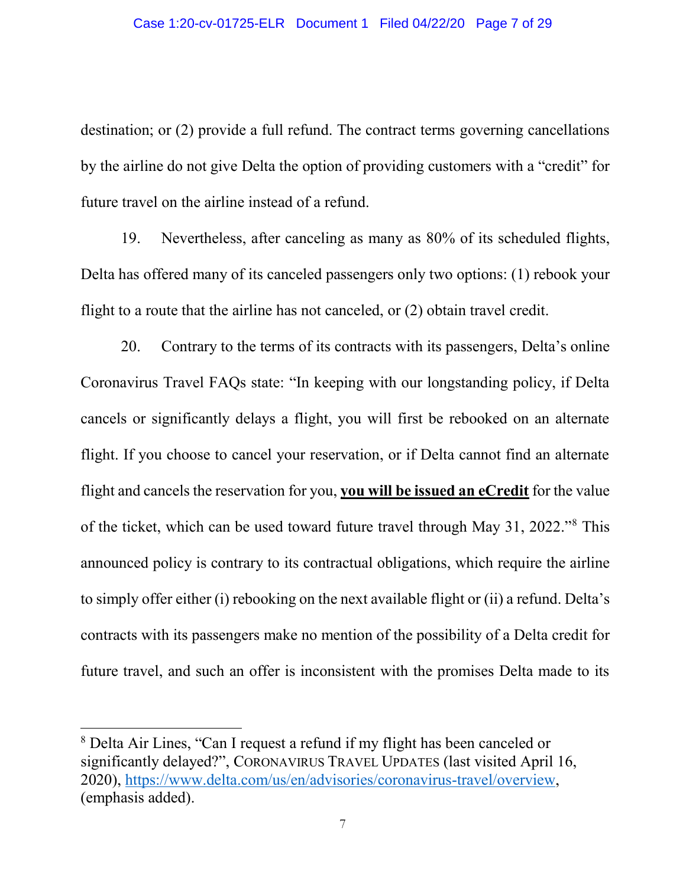destination; or (2) provide a full refund. The contract terms governing cancellations by the airline do not give Delta the option of providing customers with a "credit" for future travel on the airline instead of a refund.

19. Nevertheless, after canceling as many as 80% of its scheduled flights, Delta has offered many of its canceled passengers only two options: (1) rebook your flight to a route that the airline has not canceled, or (2) obtain travel credit.

20. Contrary to the terms of its contracts with its passengers, Delta's online Coronavirus Travel FAQs state: "In keeping with our longstanding policy, if Delta cancels or significantly delays a flight, you will first be rebooked on an alternate flight. If you choose to cancel your reservation, or if Delta cannot find an alternate flight and cancels the reservation for you, **<u>you will be issued an eCredit</u>** for the value of the ticket, which can be used toward future travel through May 31, 2022."[8] This announced policy is contrary to its contractual obligations, which require the airline to simply offer either (i) rebooking on the next available flight or (ii) a refund. Delta's contracts with its passengers make no mention of the possibility of a Delta credit for future travel, and such an offer is inconsistent with the promises Delta made to its

---

[8] Delta Air Lines, "Can I request a refund if my flight has been canceled or significantly delayed?", CORONAVIRUS TRAVEL UPDATES (last visited April 16, 2020), https://www.delta.com/us/en/advisories/coronavirus-travel/overview, (emphasis added).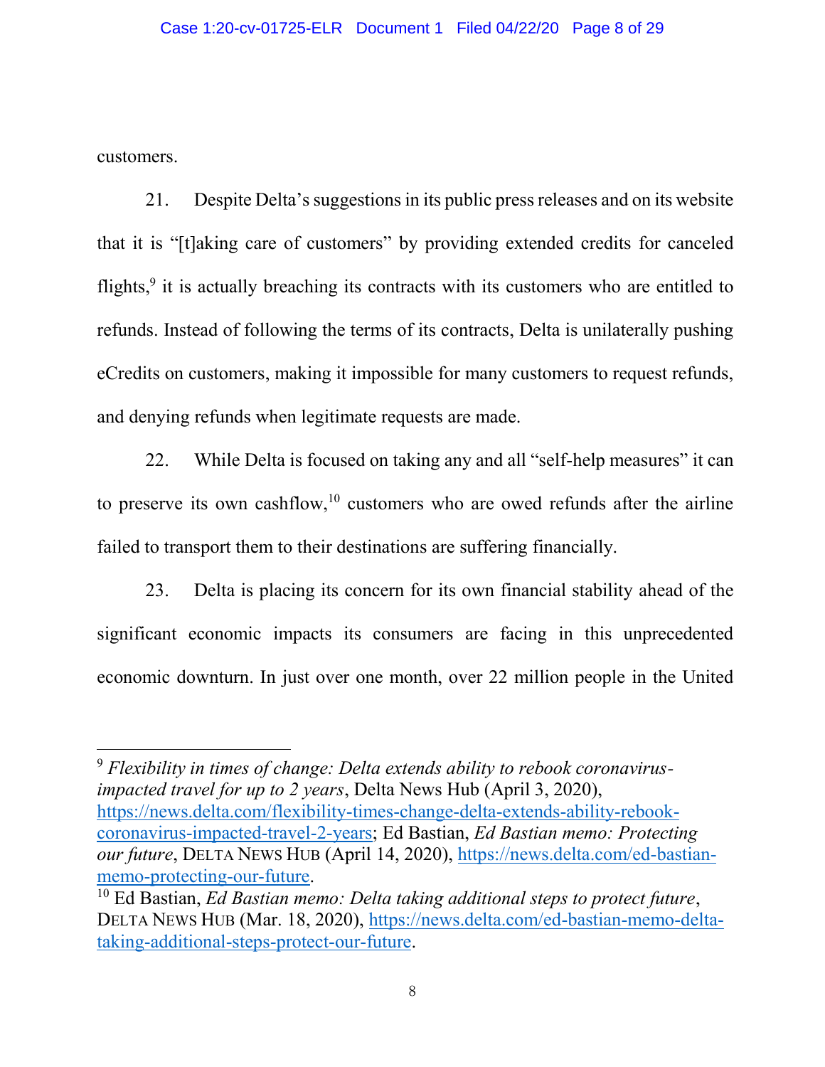customers.

21. Despite Delta's suggestions in its public press releases and on its website that it is "[t]aking care of customers" by providing extended credits for canceled flights,[9] it is actually breaching its contracts with its customers who are entitled to refunds. Instead of following the terms of its contracts, Delta is unilaterally pushing eCredits on customers, making it impossible for many customers to request refunds, and denying refunds when legitimate requests are made.

22. While Delta is focused on taking any and all "self-help measures" it can to preserve its own cashflow,[10] customers who are owed refunds after the airline failed to transport them to their destinations are suffering financially.

23. Delta is placing its concern for its own financial stability ahead of the significant economic impacts its consumers are facing in this unprecedented economic downturn. In just over one month, over 22 million people in the United

---

[9] *Flexibility in times of change: Delta extends ability to rebook coronavirus-impacted travel for up to 2 years*, Delta News Hub (April 3, 2020), https://news.delta.com/flexibility-times-change-delta-extends-ability-rebook-coronavirus-impacted-travel-2-years; Ed Bastian, *Ed Bastian memo: Protecting our future*, DELTA NEWS HUB (April 14, 2020), https://news.delta.com/ed-bastian-memo-protecting-our-future.

[10] Ed Bastian, *Ed Bastian memo: Delta taking additional steps to protect future*, DELTA NEWS HUB (Mar. 18, 2020), https://news.delta.com/ed-bastian-memo-delta-taking-additional-steps-protect-our-future.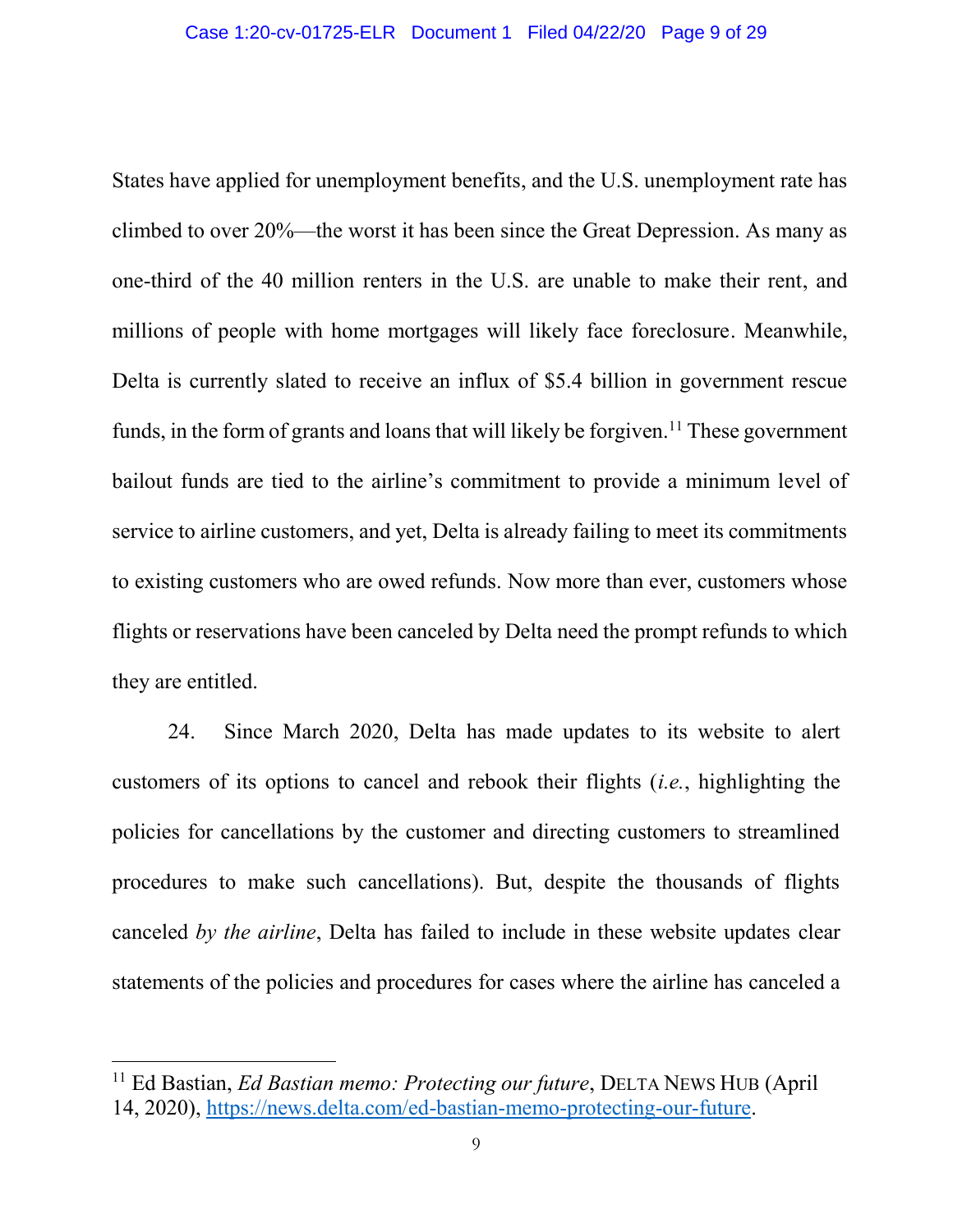States have applied for unemployment benefits, and the U.S. unemployment rate has climbed to over 20%—the worst it has been since the Great Depression. As many as one-third of the 40 million renters in the U.S. are unable to make their rent, and millions of people with home mortgages will likely face foreclosure. Meanwhile, Delta is currently slated to receive an influx of $5.4 billion in government rescue funds, in the form of grants and loans that will likely be forgiven.[11] These government bailout funds are tied to the airline's commitment to provide a minimum level of service to airline customers, and yet, Delta is already failing to meet its commitments to existing customers who are owed refunds. Now more than ever, customers whose flights or reservations have been canceled by Delta need the prompt refunds to which they are entitled.

24. Since March 2020, Delta has made updates to its website to alert customers of its options to cancel and rebook their flights (*i.e.*, highlighting the policies for cancellations by the customer and directing customers to streamlined procedures to make such cancellations). But, despite the thousands of flights canceled *by the airline*, Delta has failed to include in these website updates clear statements of the policies and procedures for cases where the airline has canceled a

---

[11] Ed Bastian, *Ed Bastian memo: Protecting our future*, DELTA NEWS HUB (April 14, 2020), https://news.delta.com/ed-bastian-memo-protecting-our-future.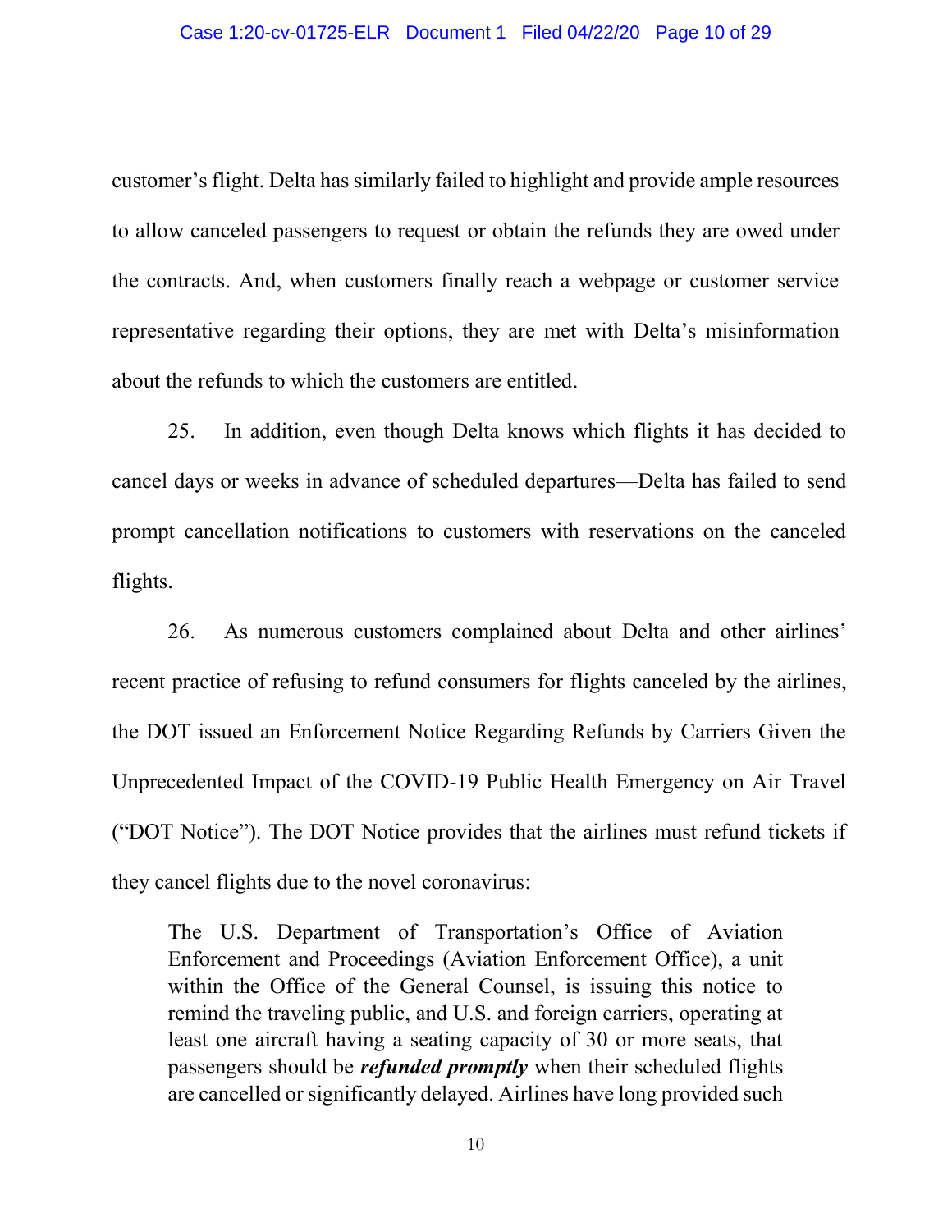customer's flight. Delta has similarly failed to highlight and provide ample resources to allow canceled passengers to request or obtain the refunds they are owed under the contracts. And, when customers finally reach a webpage or customer service representative regarding their options, they are met with Delta's misinformation about the refunds to which the customers are entitled.

25. In addition, even though Delta knows which flights it has decided to cancel days or weeks in advance of scheduled departures—Delta has failed to send prompt cancellation notifications to customers with reservations on the canceled flights.

26. As numerous customers complained about Delta and other airlines' recent practice of refusing to refund consumers for flights canceled by the airlines, the DOT issued an Enforcement Notice Regarding Refunds by Carriers Given the Unprecedented Impact of the COVID-19 Public Health Emergency on Air Travel ("DOT Notice"). The DOT Notice provides that the airlines must refund tickets if they cancel flights due to the novel coronavirus:

> The U.S. Department of Transportation's Office of Aviation Enforcement and Proceedings (Aviation Enforcement Office), a unit within the Office of the General Counsel, is issuing this notice to remind the traveling public, and U.S. and foreign carriers, operating at least one aircraft having a seating capacity of 30 or more seats, that passengers should be ***refunded promptly*** when their scheduled flights are cancelled or significantly delayed. Airlines have long provided such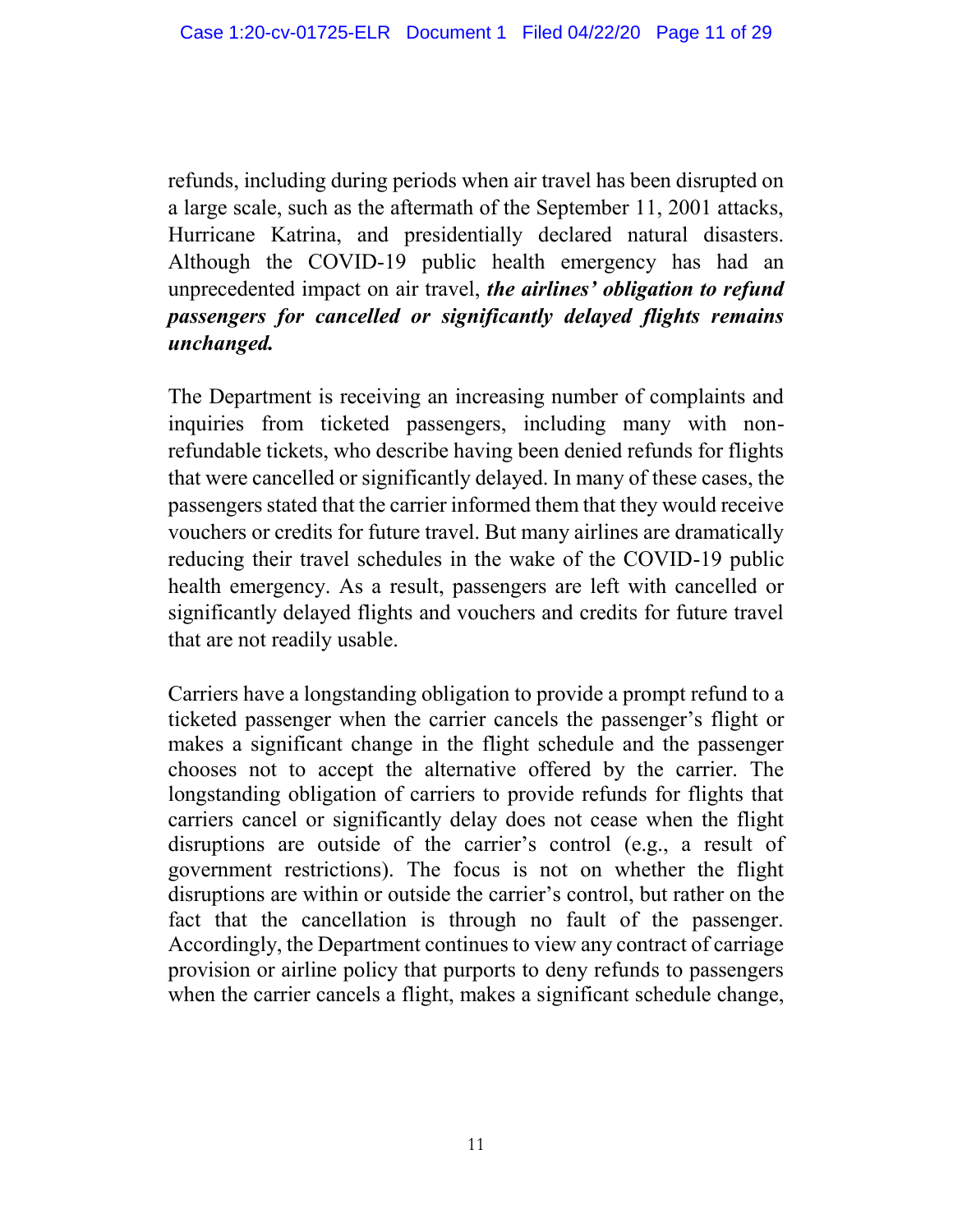refunds, including during periods when air travel has been disrupted on a large scale, such as the aftermath of the September 11, 2001 attacks, Hurricane Katrina, and presidentially declared natural disasters. Although the COVID-19 public health emergency has had an unprecedented impact on air travel, ***the airlines' obligation to refund passengers for cancelled or significantly delayed flights remains unchanged.***

The Department is receiving an increasing number of complaints and inquiries from ticketed passengers, including many with non-refundable tickets, who describe having been denied refunds for flights that were cancelled or significantly delayed. In many of these cases, the passengers stated that the carrier informed them that they would receive vouchers or credits for future travel. But many airlines are dramatically reducing their travel schedules in the wake of the COVID-19 public health emergency. As a result, passengers are left with cancelled or significantly delayed flights and vouchers and credits for future travel that are not readily usable.

Carriers have a longstanding obligation to provide a prompt refund to a ticketed passenger when the carrier cancels the passenger's flight or makes a significant change in the flight schedule and the passenger chooses not to accept the alternative offered by the carrier. The longstanding obligation of carriers to provide refunds for flights that carriers cancel or significantly delay does not cease when the flight disruptions are outside of the carrier's control (e.g., a result of government restrictions). The focus is not on whether the flight disruptions are within or outside the carrier's control, but rather on the fact that the cancellation is through no fault of the passenger. Accordingly, the Department continues to view any contract of carriage provision or airline policy that purports to deny refunds to passengers when the carrier cancels a flight, makes a significant schedule change,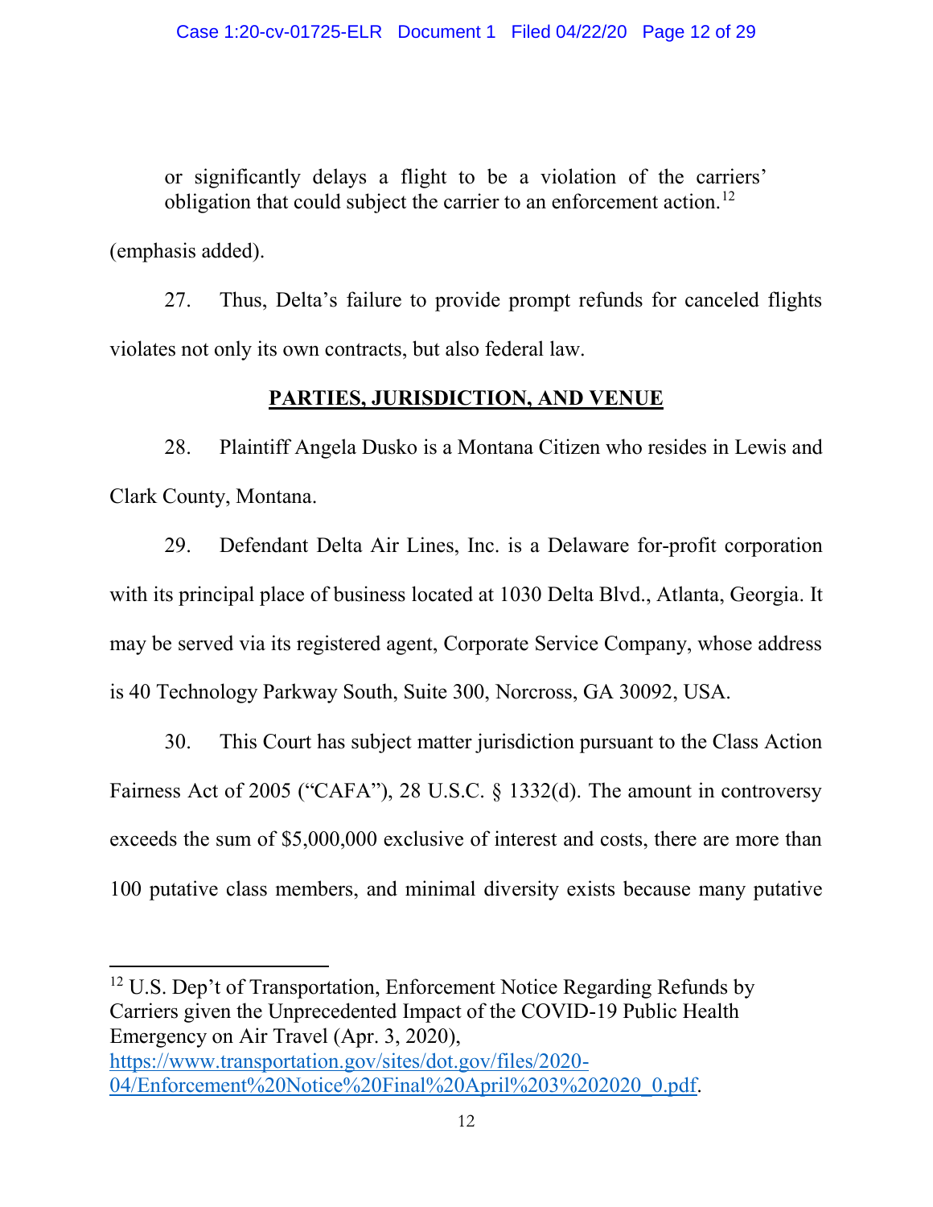> or significantly delays a flight to be a violation of the carriers' obligation that could subject the carrier to an enforcement action.[12]

(emphasis added).

27. Thus, Delta's failure to provide prompt refunds for canceled flights violates not only its own contracts, but also federal law.

## PARTIES, JURISDICTION, AND VENUE

28. Plaintiff Angela Dusko is a Montana Citizen who resides in Lewis and Clark County, Montana.

29. Defendant Delta Air Lines, Inc. is a Delaware for-profit corporation with its principal place of business located at 1030 Delta Blvd., Atlanta, Georgia. It may be served via its registered agent, Corporate Service Company, whose address is 40 Technology Parkway South, Suite 300, Norcross, GA 30092, USA.

30. This Court has subject matter jurisdiction pursuant to the Class Action Fairness Act of 2005 ("CAFA"), 28 U.S.C. § 1332(d). The amount in controversy exceeds the sum of $5,000,000 exclusive of interest and costs, there are more than 100 putative class members, and minimal diversity exists because many putative

---

[12] U.S. Dep't of Transportation, Enforcement Notice Regarding Refunds by Carriers given the Unprecedented Impact of the COVID-19 Public Health Emergency on Air Travel (Apr. 3, 2020), https://www.transportation.gov/sites/dot.gov/files/2020-04/Enforcement%20Notice%20Final%20April%203%202020_0.pdf.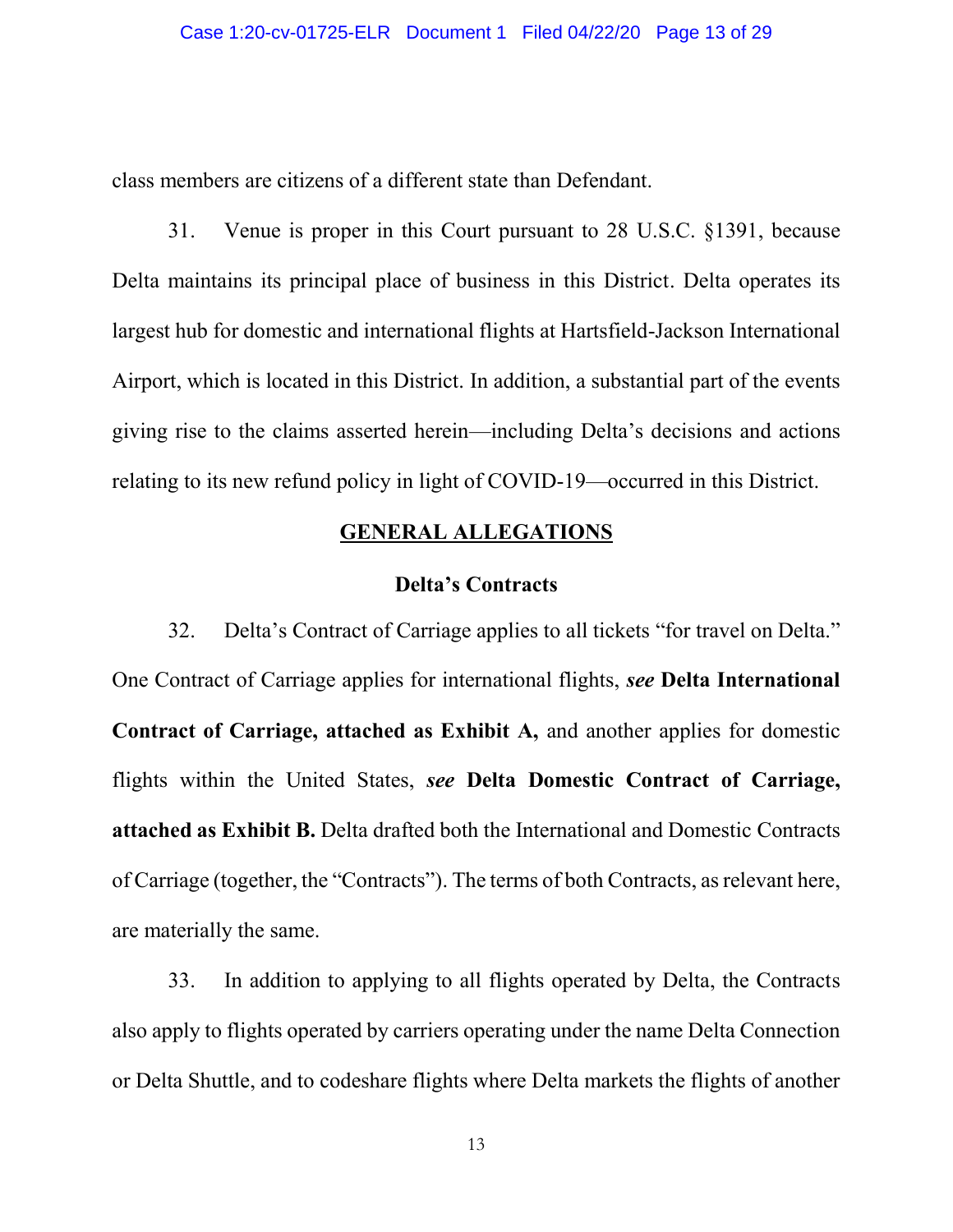class members are citizens of a different state than Defendant.

31. Venue is proper in this Court pursuant to 28 U.S.C. §1391, because Delta maintains its principal place of business in this District. Delta operates its largest hub for domestic and international flights at Hartsfield-Jackson International Airport, which is located in this District. In addition, a substantial part of the events giving rise to the claims asserted herein—including Delta's decisions and actions relating to its new refund policy in light of COVID-19—occurred in this District.

## GENERAL ALLEGATIONS

### Delta's Contracts

32. Delta's Contract of Carriage applies to all tickets "for travel on Delta." One Contract of Carriage applies for international flights, ***see*** **Delta International Contract of Carriage, attached as Exhibit A,** and another applies for domestic flights within the United States, ***see*** **Delta Domestic Contract of Carriage, attached as Exhibit B.** Delta drafted both the International and Domestic Contracts of Carriage (together, the "Contracts"). The terms of both Contracts, as relevant here, are materially the same.

33. In addition to applying to all flights operated by Delta, the Contracts also apply to flights operated by carriers operating under the name Delta Connection or Delta Shuttle, and to codeshare flights where Delta markets the flights of another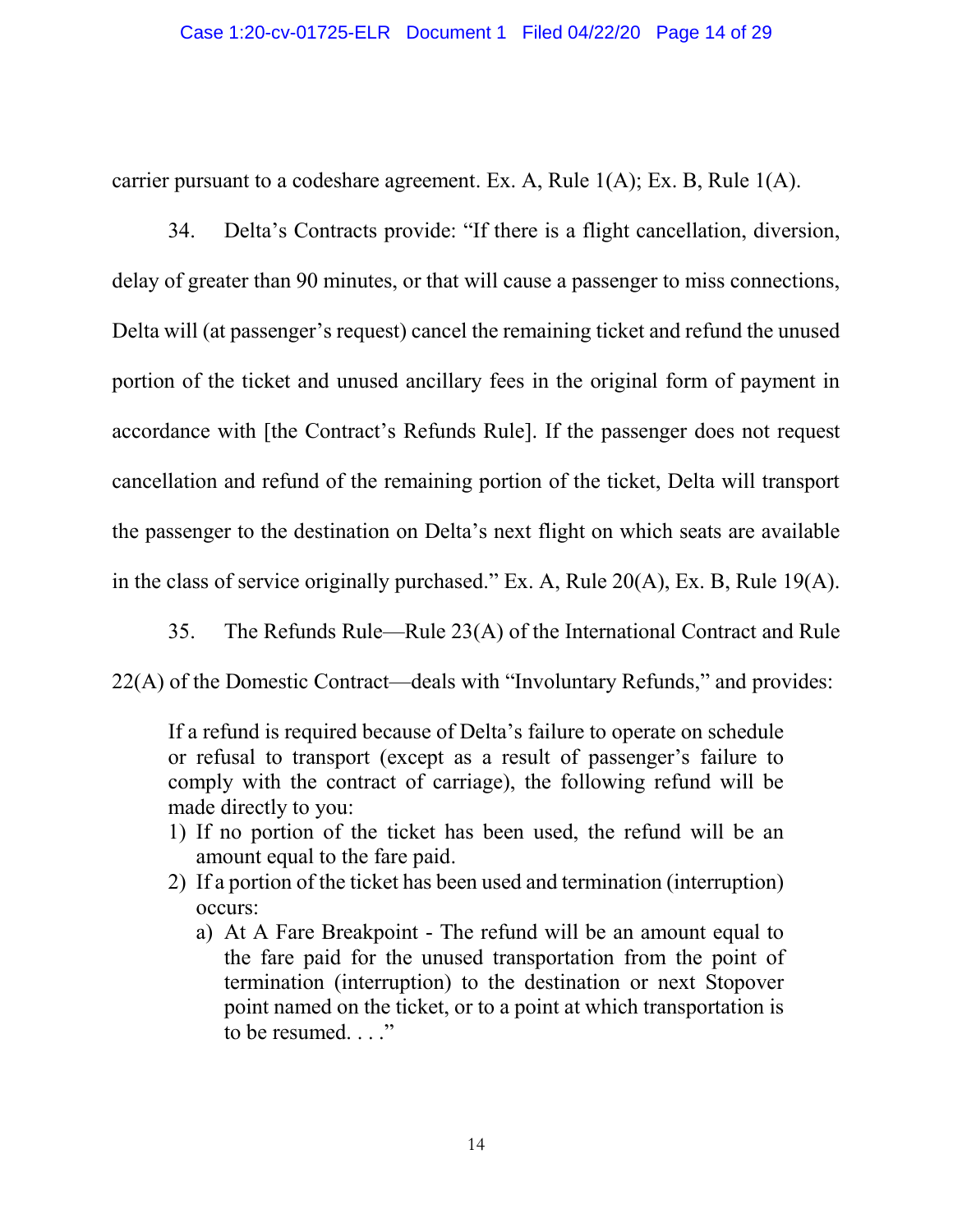carrier pursuant to a codeshare agreement. Ex. A, Rule 1(A); Ex. B, Rule 1(A).

34. Delta's Contracts provide: "If there is a flight cancellation, diversion, delay of greater than 90 minutes, or that will cause a passenger to miss connections, Delta will (at passenger's request) cancel the remaining ticket and refund the unused portion of the ticket and unused ancillary fees in the original form of payment in accordance with [the Contract's Refunds Rule]. If the passenger does not request cancellation and refund of the remaining portion of the ticket, Delta will transport the passenger to the destination on Delta's next flight on which seats are available in the class of service originally purchased." Ex. A, Rule 20(A), Ex. B, Rule 19(A).

35. The Refunds Rule—Rule 23(A) of the International Contract and Rule 22(A) of the Domestic Contract—deals with "Involuntary Refunds," and provides:

> If a refund is required because of Delta's failure to operate on schedule or refusal to transport (except as a result of passenger's failure to comply with the contract of carriage), the following refund will be made directly to you:
>
> 1) If no portion of the ticket has been used, the refund will be an amount equal to the fare paid.
> 2) If a portion of the ticket has been used and termination (interruption) occurs:
>    a) At A Fare Breakpoint - The refund will be an amount equal to the fare paid for the unused transportation from the point of termination (interruption) to the destination or next Stopover point named on the ticket, or to a point at which transportation is to be resumed. . . ."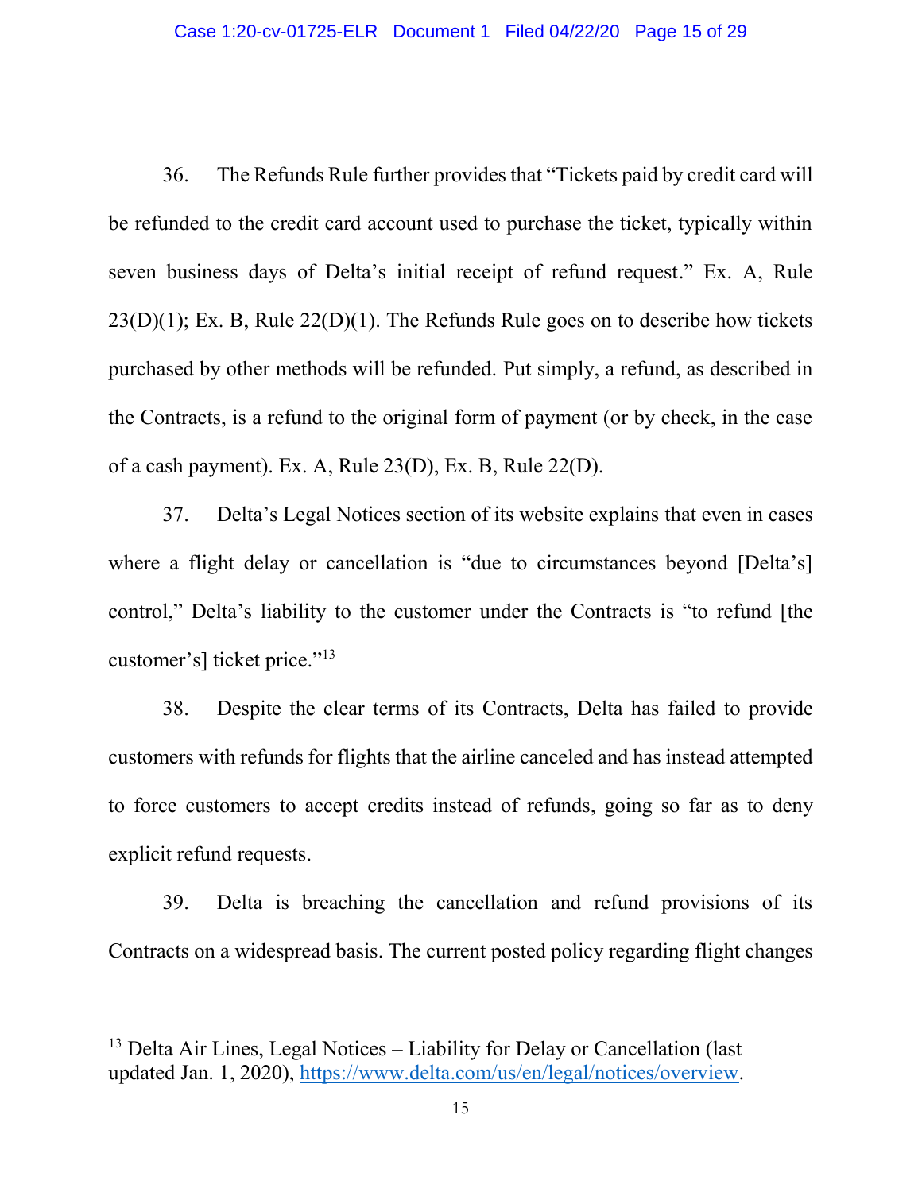36. The Refunds Rule further provides that "Tickets paid by credit card will be refunded to the credit card account used to purchase the ticket, typically within seven business days of Delta's initial receipt of refund request." Ex. A, Rule 23(D)(1); Ex. B, Rule 22(D)(1). The Refunds Rule goes on to describe how tickets purchased by other methods will be refunded. Put simply, a refund, as described in the Contracts, is a refund to the original form of payment (or by check, in the case of a cash payment). Ex. A, Rule 23(D), Ex. B, Rule 22(D).

37. Delta's Legal Notices section of its website explains that even in cases where a flight delay or cancellation is "due to circumstances beyond [Delta's] control," Delta's liability to the customer under the Contracts is "to refund [the customer's] ticket price."[13]

38. Despite the clear terms of its Contracts, Delta has failed to provide customers with refunds for flights that the airline canceled and has instead attempted to force customers to accept credits instead of refunds, going so far as to deny explicit refund requests.

39. Delta is breaching the cancellation and refund provisions of its Contracts on a widespread basis. The current posted policy regarding flight changes

---

[13] Delta Air Lines, Legal Notices – Liability for Delay or Cancellation (last updated Jan. 1, 2020), https://www.delta.com/us/en/legal/notices/overview.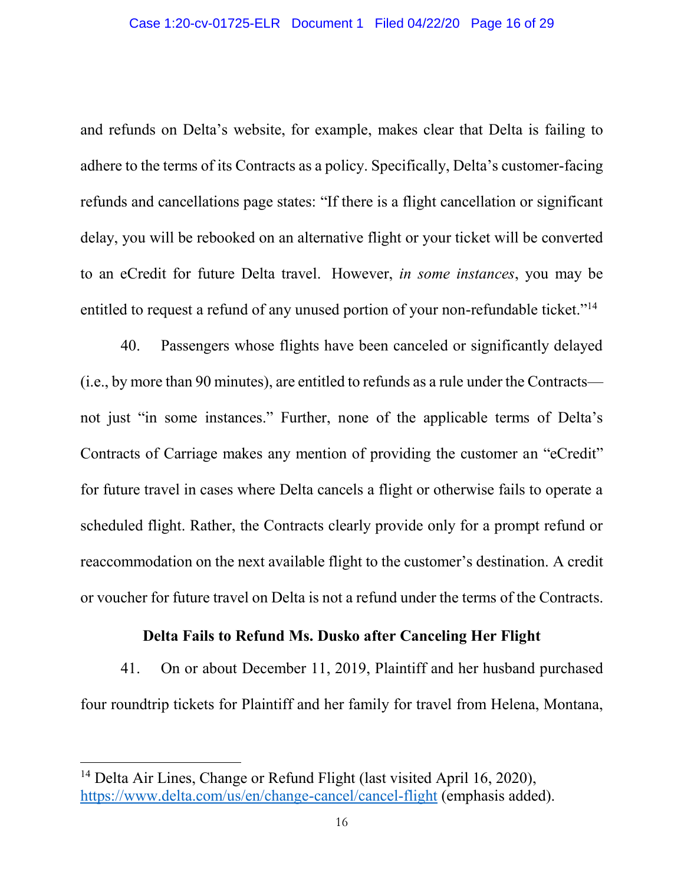and refunds on Delta's website, for example, makes clear that Delta is failing to adhere to the terms of its Contracts as a policy. Specifically, Delta's customer-facing refunds and cancellations page states: "If there is a flight cancellation or significant delay, you will be rebooked on an alternative flight or your ticket will be converted to an eCredit for future Delta travel. However, *in some instances*, you may be entitled to request a refund of any unused portion of your non-refundable ticket."[14]

40. Passengers whose flights have been canceled or significantly delayed (i.e., by more than 90 minutes), are entitled to refunds as a rule under the Contracts—not just "in some instances." Further, none of the applicable terms of Delta's Contracts of Carriage makes any mention of providing the customer an "eCredit" for future travel in cases where Delta cancels a flight or otherwise fails to operate a scheduled flight. Rather, the Contracts clearly provide only for a prompt refund or reaccommodation on the next available flight to the customer's destination. A credit or voucher for future travel on Delta is not a refund under the terms of the Contracts.

**Delta Fails to Refund Ms. Dusko after Canceling Her Flight**

41. On or about December 11, 2019, Plaintiff and her husband purchased four roundtrip tickets for Plaintiff and her family for travel from Helena, Montana,

---

[14] Delta Air Lines, Change or Refund Flight (last visited April 16, 2020), https://www.delta.com/us/en/change-cancel/cancel-flight (emphasis added).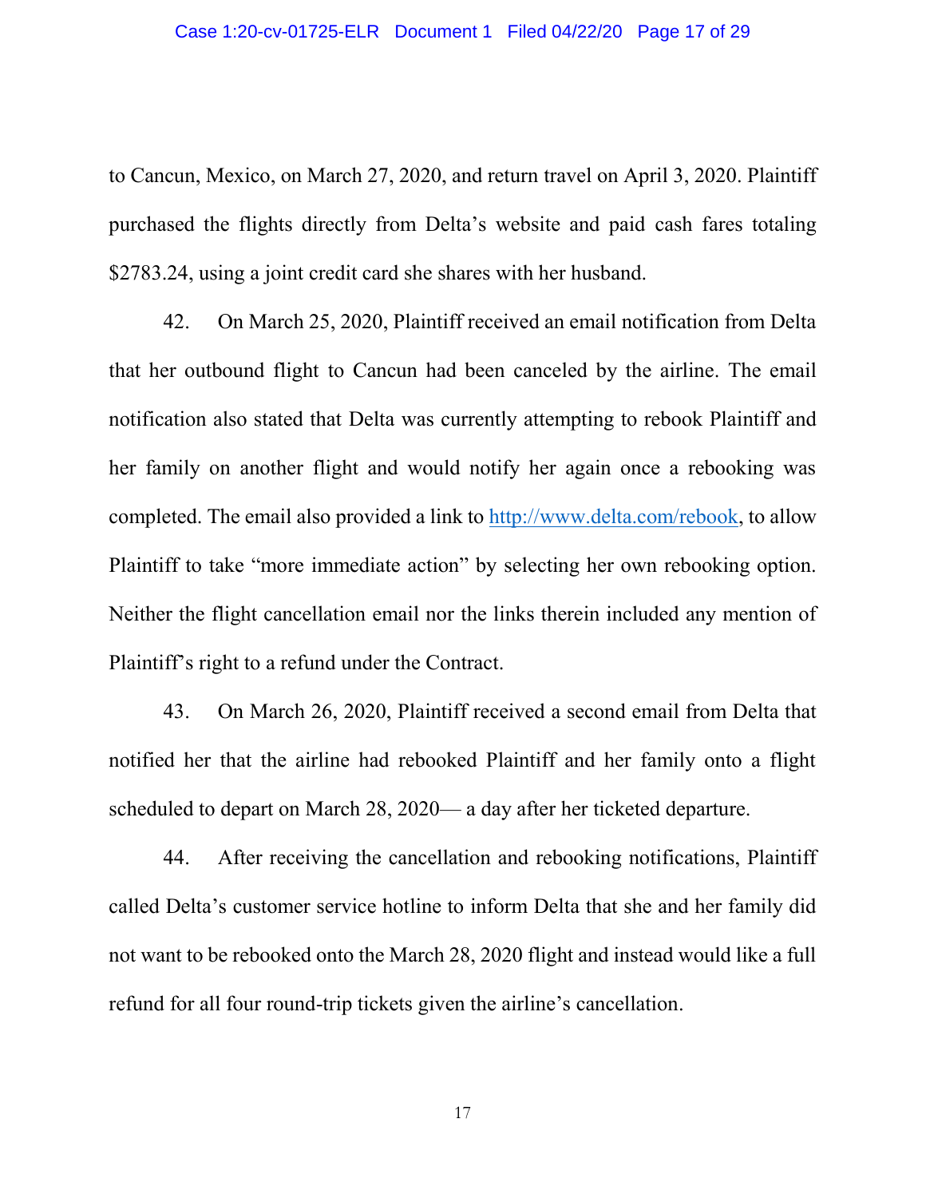to Cancun, Mexico, on March 27, 2020, and return travel on April 3, 2020. Plaintiff purchased the flights directly from Delta's website and paid cash fares totaling $2783.24, using a joint credit card she shares with her husband.

42. On March 25, 2020, Plaintiff received an email notification from Delta that her outbound flight to Cancun had been canceled by the airline. The email notification also stated that Delta was currently attempting to rebook Plaintiff and her family on another flight and would notify her again once a rebooking was completed. The email also provided a link to http://www.delta.com/rebook, to allow Plaintiff to take "more immediate action" by selecting her own rebooking option. Neither the flight cancellation email nor the links therein included any mention of Plaintiff's right to a refund under the Contract.

43. On March 26, 2020, Plaintiff received a second email from Delta that notified her that the airline had rebooked Plaintiff and her family onto a flight scheduled to depart on March 28, 2020— a day after her ticketed departure.

44. After receiving the cancellation and rebooking notifications, Plaintiff called Delta's customer service hotline to inform Delta that she and her family did not want to be rebooked onto the March 28, 2020 flight and instead would like a full refund for all four round-trip tickets given the airline's cancellation.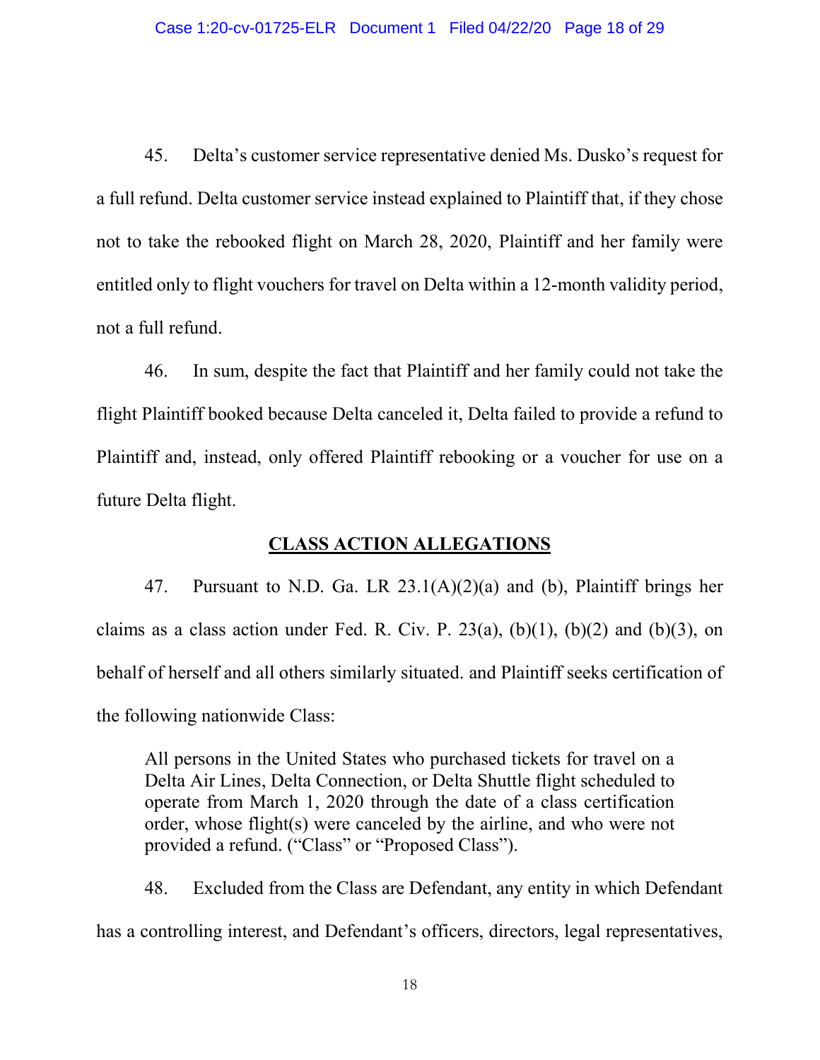45. Delta's customer service representative denied Ms. Dusko's request for a full refund. Delta customer service instead explained to Plaintiff that, if they chose not to take the rebooked flight on March 28, 2020, Plaintiff and her family were entitled only to flight vouchers for travel on Delta within a 12-month validity period, not a full refund.

46. In sum, despite the fact that Plaintiff and her family could not take the flight Plaintiff booked because Delta canceled it, Delta failed to provide a refund to Plaintiff and, instead, only offered Plaintiff rebooking or a voucher for use on a future Delta flight.

## CLASS ACTION ALLEGATIONS

47. Pursuant to N.D. Ga. LR 23.1(A)(2)(a) and (b), Plaintiff brings her claims as a class action under Fed. R. Civ. P. 23(a), (b)(1), (b)(2) and (b)(3), on behalf of herself and all others similarly situated. and Plaintiff seeks certification of the following nationwide Class:

> All persons in the United States who purchased tickets for travel on a Delta Air Lines, Delta Connection, or Delta Shuttle flight scheduled to operate from March 1, 2020 through the date of a class certification order, whose flight(s) were canceled by the airline, and who were not provided a refund. ("Class" or "Proposed Class").

48. Excluded from the Class are Defendant, any entity in which Defendant has a controlling interest, and Defendant's officers, directors, legal representatives,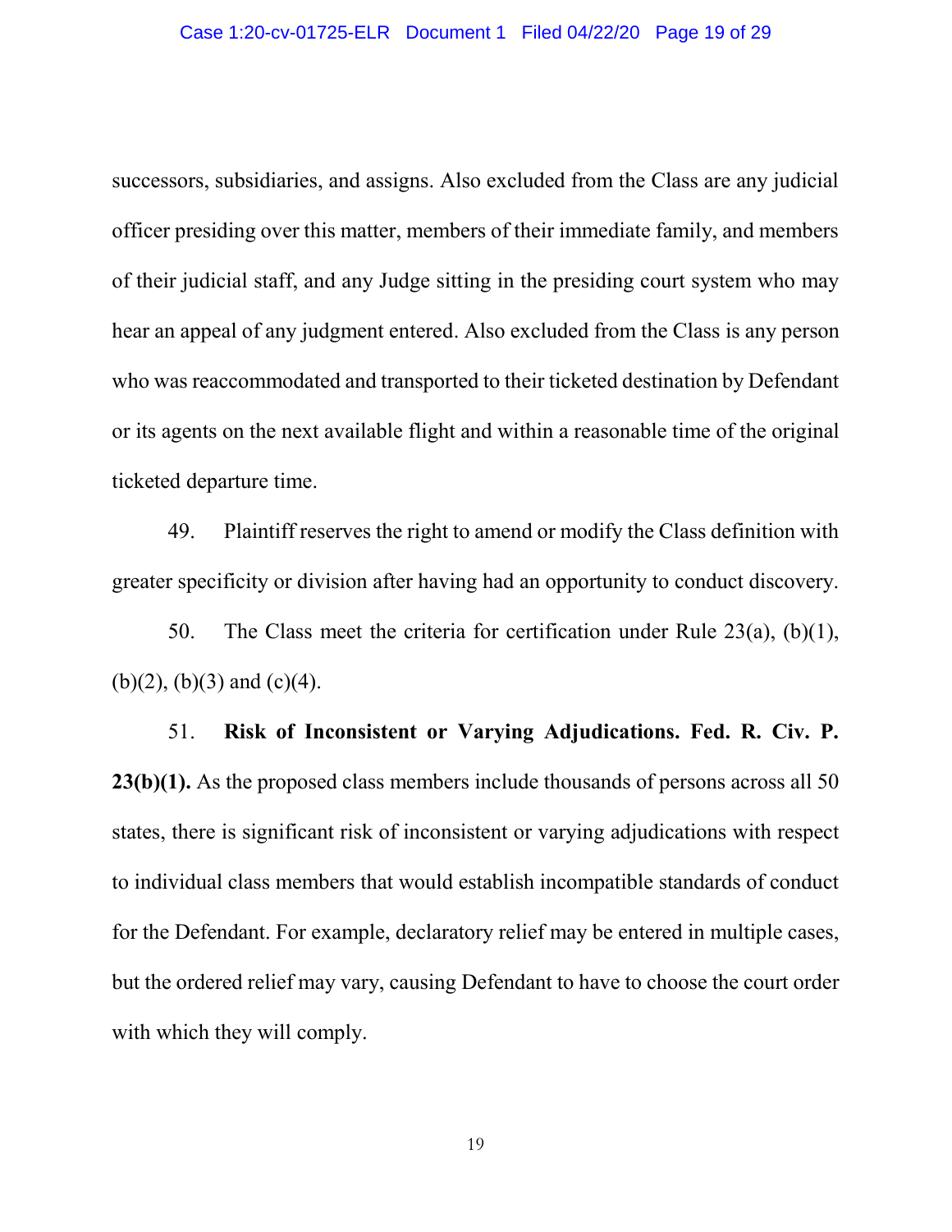successors, subsidiaries, and assigns. Also excluded from the Class are any judicial officer presiding over this matter, members of their immediate family, and members of their judicial staff, and any Judge sitting in the presiding court system who may hear an appeal of any judgment entered. Also excluded from the Class is any person who was reaccommodated and transported to their ticketed destination by Defendant or its agents on the next available flight and within a reasonable time of the original ticketed departure time.

49. Plaintiff reserves the right to amend or modify the Class definition with greater specificity or division after having had an opportunity to conduct discovery.

50. The Class meet the criteria for certification under Rule 23(a), (b)(1), (b)(2), (b)(3) and (c)(4).

51. **Risk of Inconsistent or Varying Adjudications. Fed. R. Civ. P. 23(b)(1).** As the proposed class members include thousands of persons across all 50 states, there is significant risk of inconsistent or varying adjudications with respect to individual class members that would establish incompatible standards of conduct for the Defendant. For example, declaratory relief may be entered in multiple cases, but the ordered relief may vary, causing Defendant to have to choose the court order with which they will comply.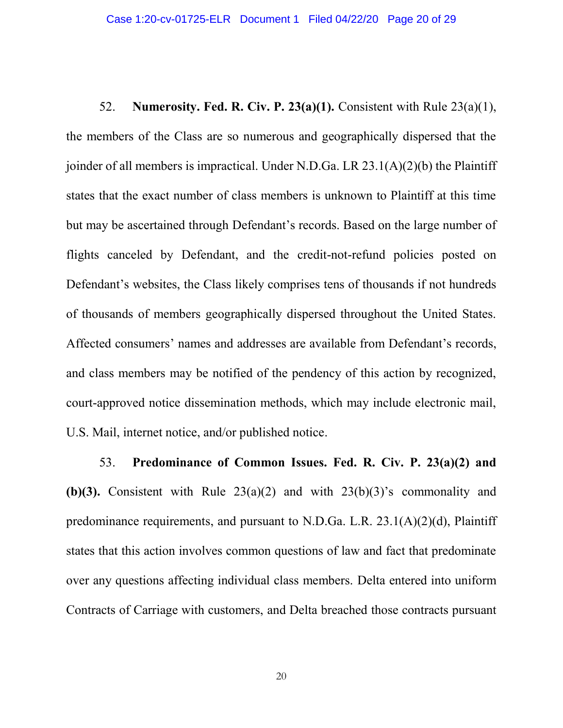52. **Numerosity. Fed. R. Civ. P. 23(a)(1).** Consistent with Rule 23(a)(1), the members of the Class are so numerous and geographically dispersed that the joinder of all members is impractical. Under N.D.Ga. LR 23.1(A)(2)(b) the Plaintiff states that the exact number of class members is unknown to Plaintiff at this time but may be ascertained through Defendant's records. Based on the large number of flights canceled by Defendant, and the credit-not-refund policies posted on Defendant's websites, the Class likely comprises tens of thousands if not hundreds of thousands of members geographically dispersed throughout the United States. Affected consumers' names and addresses are available from Defendant's records, and class members may be notified of the pendency of this action by recognized, court-approved notice dissemination methods, which may include electronic mail, U.S. Mail, internet notice, and/or published notice.

53. **Predominance of Common Issues. Fed. R. Civ. P. 23(a)(2) and (b)(3).** Consistent with Rule 23(a)(2) and with 23(b)(3)'s commonality and predominance requirements, and pursuant to N.D.Ga. L.R. 23.1(A)(2)(d), Plaintiff states that this action involves common questions of law and fact that predominate over any questions affecting individual class members. Delta entered into uniform Contracts of Carriage with customers, and Delta breached those contracts pursuant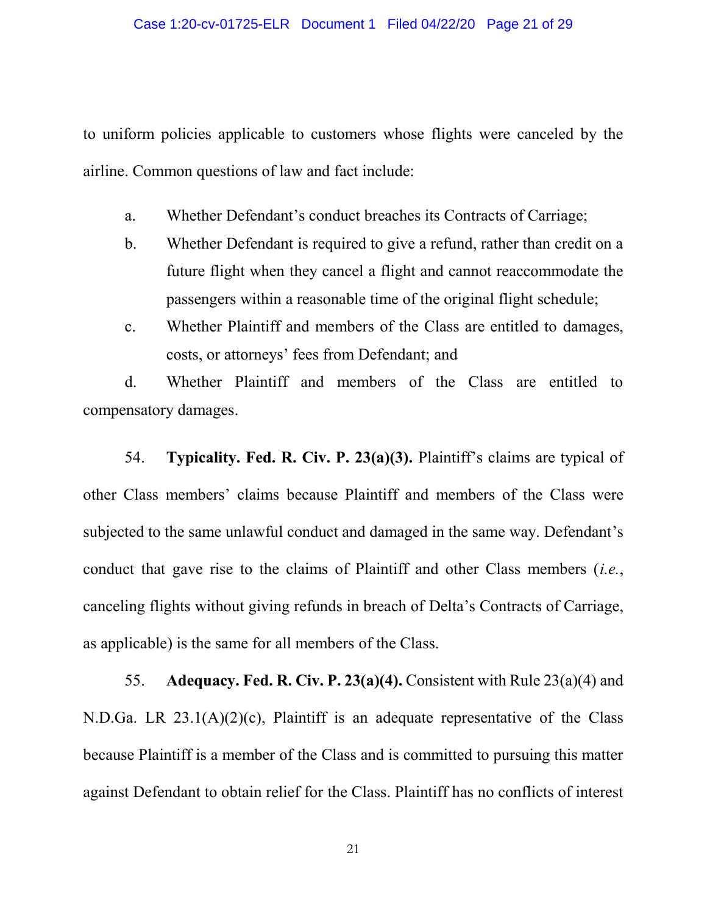to uniform policies applicable to customers whose flights were canceled by the airline. Common questions of law and fact include:

a. Whether Defendant's conduct breaches its Contracts of Carriage;

b. Whether Defendant is required to give a refund, rather than credit on a future flight when they cancel a flight and cannot reaccommodate the passengers within a reasonable time of the original flight schedule;

c. Whether Plaintiff and members of the Class are entitled to damages, costs, or attorneys' fees from Defendant; and

d. Whether Plaintiff and members of the Class are entitled to compensatory damages.

54. **Typicality. Fed. R. Civ. P. 23(a)(3).** Plaintiff's claims are typical of other Class members' claims because Plaintiff and members of the Class were subjected to the same unlawful conduct and damaged in the same way. Defendant's conduct that gave rise to the claims of Plaintiff and other Class members (*i.e.*, canceling flights without giving refunds in breach of Delta's Contracts of Carriage, as applicable) is the same for all members of the Class.

55. **Adequacy. Fed. R. Civ. P. 23(a)(4).** Consistent with Rule 23(a)(4) and N.D.Ga. LR 23.1(A)(2)(c), Plaintiff is an adequate representative of the Class because Plaintiff is a member of the Class and is committed to pursuing this matter against Defendant to obtain relief for the Class. Plaintiff has no conflicts of interest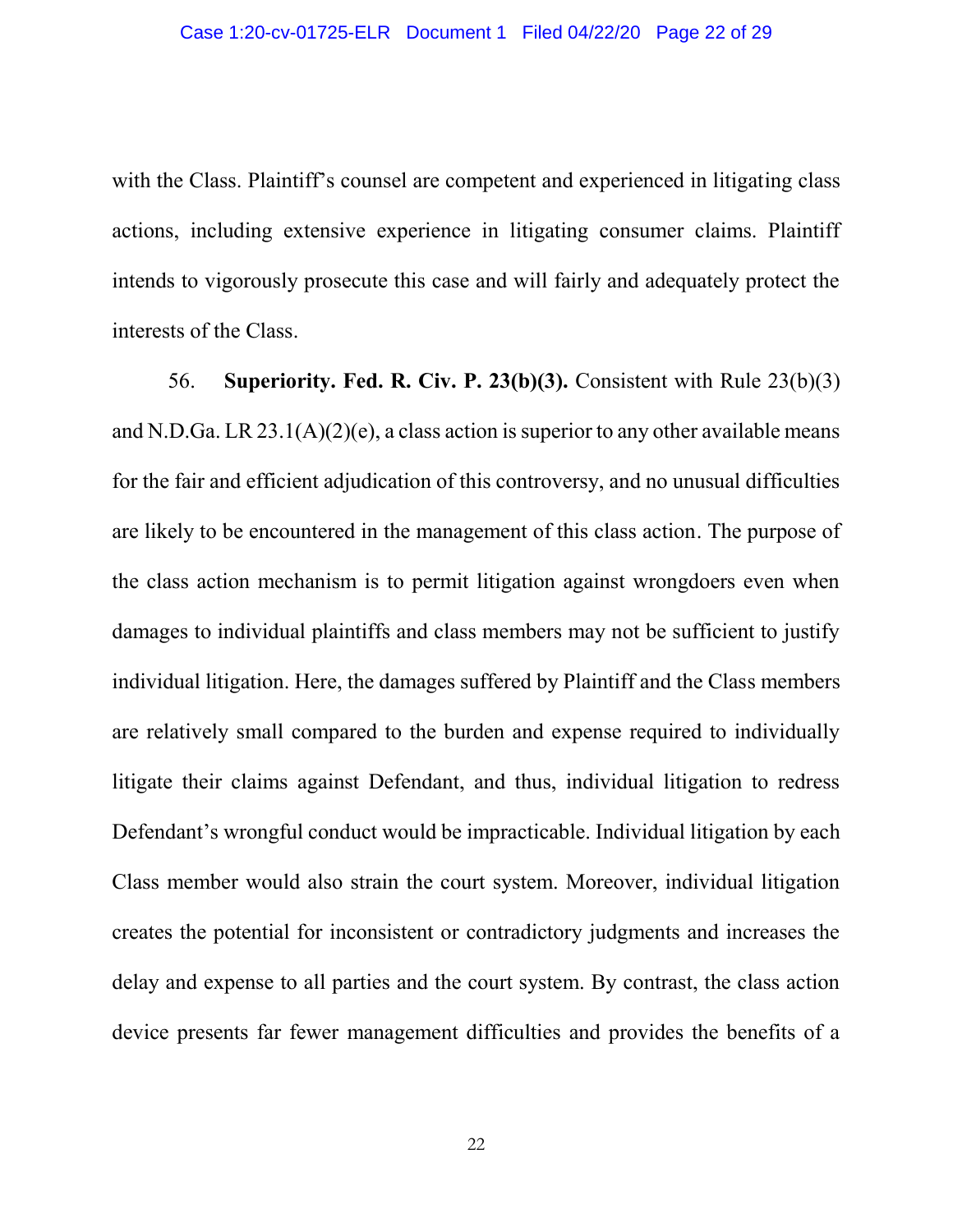with the Class. Plaintiff's counsel are competent and experienced in litigating class actions, including extensive experience in litigating consumer claims. Plaintiff intends to vigorously prosecute this case and will fairly and adequately protect the interests of the Class.

56. **Superiority. Fed. R. Civ. P. 23(b)(3).** Consistent with Rule 23(b)(3) and N.D.Ga. LR 23.1(A)(2)(e), a class action is superior to any other available means for the fair and efficient adjudication of this controversy, and no unusual difficulties are likely to be encountered in the management of this class action. The purpose of the class action mechanism is to permit litigation against wrongdoers even when damages to individual plaintiffs and class members may not be sufficient to justify individual litigation. Here, the damages suffered by Plaintiff and the Class members are relatively small compared to the burden and expense required to individually litigate their claims against Defendant, and thus, individual litigation to redress Defendant's wrongful conduct would be impracticable. Individual litigation by each Class member would also strain the court system. Moreover, individual litigation creates the potential for inconsistent or contradictory judgments and increases the delay and expense to all parties and the court system. By contrast, the class action device presents far fewer management difficulties and provides the benefits of a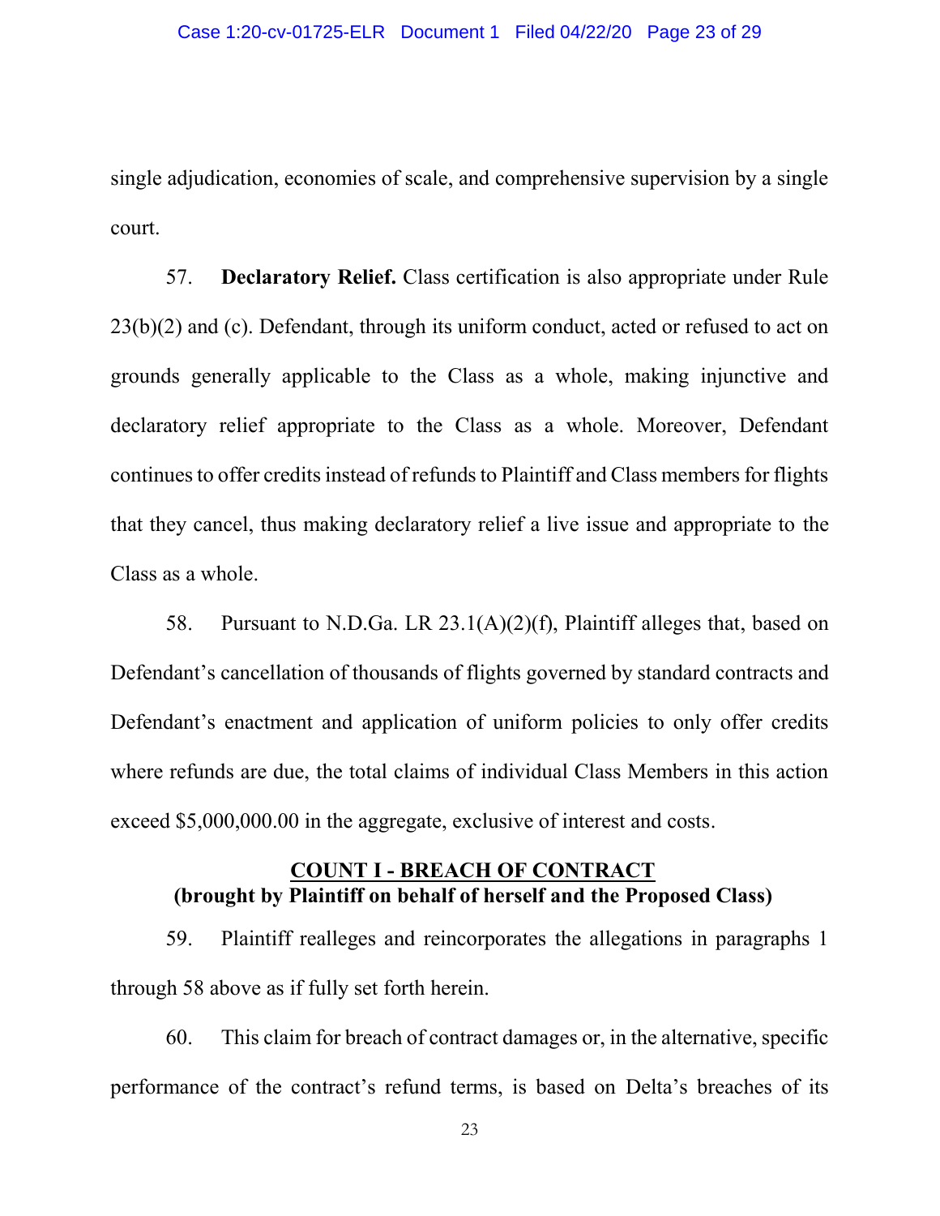single adjudication, economies of scale, and comprehensive supervision by a single court.

57. **Declaratory Relief.** Class certification is also appropriate under Rule 23(b)(2) and (c). Defendant, through its uniform conduct, acted or refused to act on grounds generally applicable to the Class as a whole, making injunctive and declaratory relief appropriate to the Class as a whole. Moreover, Defendant continues to offer credits instead of refunds to Plaintiff and Class members for flights that they cancel, thus making declaratory relief a live issue and appropriate to the Class as a whole.

58. Pursuant to N.D.Ga. LR 23.1(A)(2)(f), Plaintiff alleges that, based on Defendant's cancellation of thousands of flights governed by standard contracts and Defendant's enactment and application of uniform policies to only offer credits where refunds are due, the total claims of individual Class Members in this action exceed $5,000,000.00 in the aggregate, exclusive of interest and costs.

## COUNT I - BREACH OF CONTRACT
**(brought by Plaintiff on behalf of herself and the Proposed Class)**

59. Plaintiff realleges and reincorporates the allegations in paragraphs 1 through 58 above as if fully set forth herein.

60. This claim for breach of contract damages or, in the alternative, specific performance of the contract's refund terms, is based on Delta's breaches of its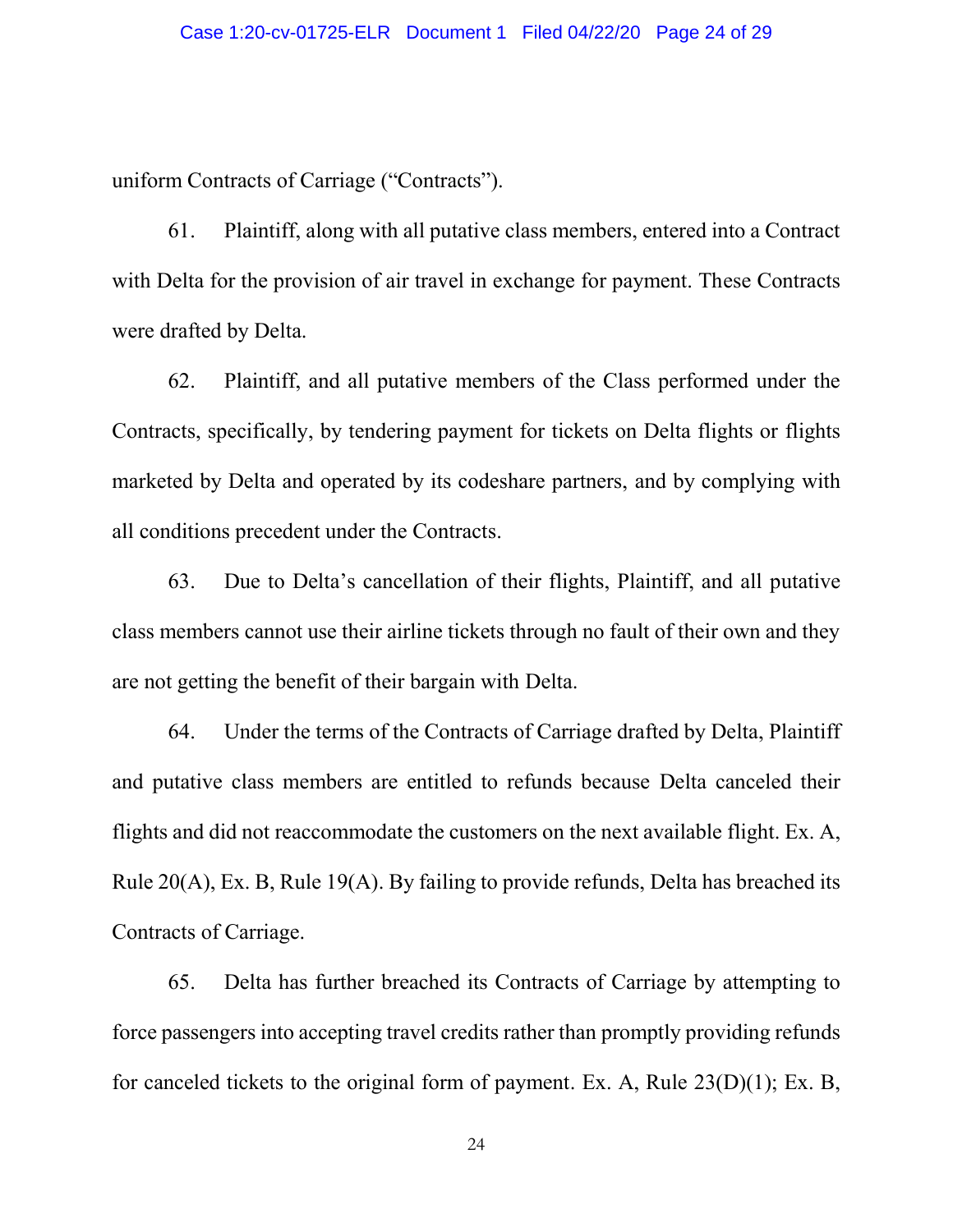uniform Contracts of Carriage ("Contracts").

61. Plaintiff, along with all putative class members, entered into a Contract with Delta for the provision of air travel in exchange for payment. These Contracts were drafted by Delta.

62. Plaintiff, and all putative members of the Class performed under the Contracts, specifically, by tendering payment for tickets on Delta flights or flights marketed by Delta and operated by its codeshare partners, and by complying with all conditions precedent under the Contracts.

63. Due to Delta's cancellation of their flights, Plaintiff, and all putative class members cannot use their airline tickets through no fault of their own and they are not getting the benefit of their bargain with Delta.

64. Under the terms of the Contracts of Carriage drafted by Delta, Plaintiff and putative class members are entitled to refunds because Delta canceled their flights and did not reaccommodate the customers on the next available flight. Ex. A, Rule 20(A), Ex. B, Rule 19(A). By failing to provide refunds, Delta has breached its Contracts of Carriage.

65. Delta has further breached its Contracts of Carriage by attempting to force passengers into accepting travel credits rather than promptly providing refunds for canceled tickets to the original form of payment. Ex. A, Rule 23(D)(1); Ex. B,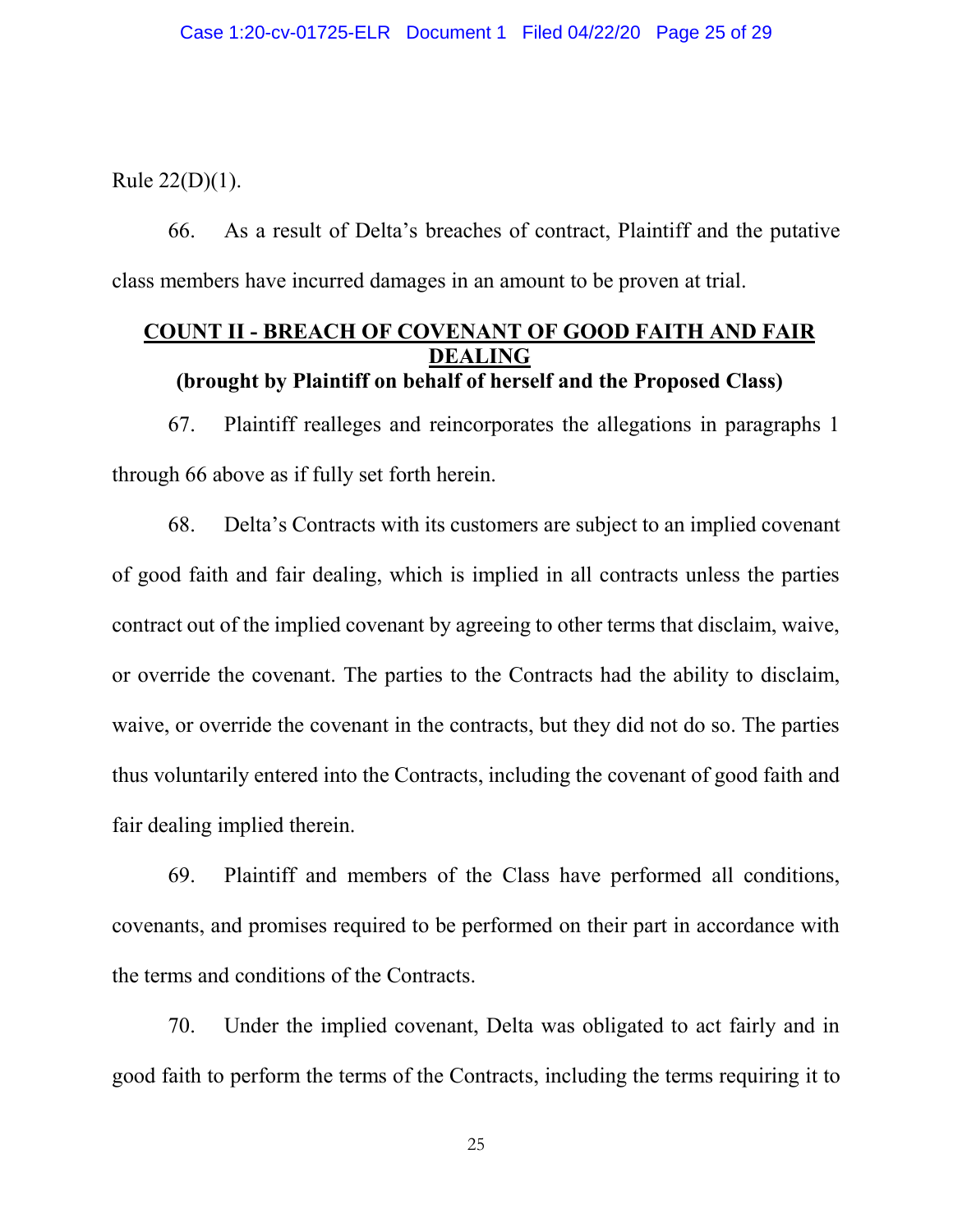Rule 22(D)(1).

66. As a result of Delta's breaches of contract, Plaintiff and the putative class members have incurred damages in an amount to be proven at trial.

## COUNT II - BREACH OF COVENANT OF GOOD FAITH AND FAIR DEALING

**(brought by Plaintiff on behalf of herself and the Proposed Class)**

67. Plaintiff realleges and reincorporates the allegations in paragraphs 1 through 66 above as if fully set forth herein.

68. Delta's Contracts with its customers are subject to an implied covenant of good faith and fair dealing, which is implied in all contracts unless the parties contract out of the implied covenant by agreeing to other terms that disclaim, waive, or override the covenant. The parties to the Contracts had the ability to disclaim, waive, or override the covenant in the contracts, but they did not do so. The parties thus voluntarily entered into the Contracts, including the covenant of good faith and fair dealing implied therein.

69. Plaintiff and members of the Class have performed all conditions, covenants, and promises required to be performed on their part in accordance with the terms and conditions of the Contracts.

70. Under the implied covenant, Delta was obligated to act fairly and in good faith to perform the terms of the Contracts, including the terms requiring it to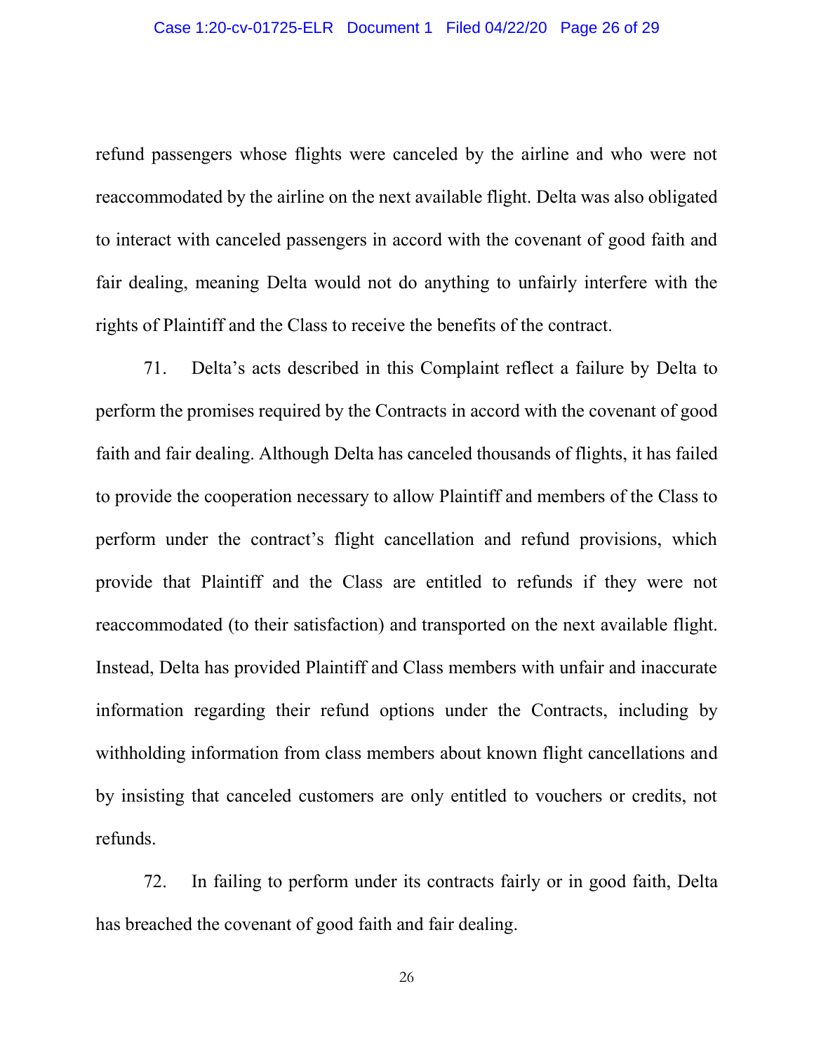refund passengers whose flights were canceled by the airline and who were not reaccommodated by the airline on the next available flight. Delta was also obligated to interact with canceled passengers in accord with the covenant of good faith and fair dealing, meaning Delta would not do anything to unfairly interfere with the rights of Plaintiff and the Class to receive the benefits of the contract.

71. Delta's acts described in this Complaint reflect a failure by Delta to perform the promises required by the Contracts in accord with the covenant of good faith and fair dealing. Although Delta has canceled thousands of flights, it has failed to provide the cooperation necessary to allow Plaintiff and members of the Class to perform under the contract's flight cancellation and refund provisions, which provide that Plaintiff and the Class are entitled to refunds if they were not reaccommodated (to their satisfaction) and transported on the next available flight. Instead, Delta has provided Plaintiff and Class members with unfair and inaccurate information regarding their refund options under the Contracts, including by withholding information from class members about known flight cancellations and by insisting that canceled customers are only entitled to vouchers or credits, not refunds.

72. In failing to perform under its contracts fairly or in good faith, Delta has breached the covenant of good faith and fair dealing.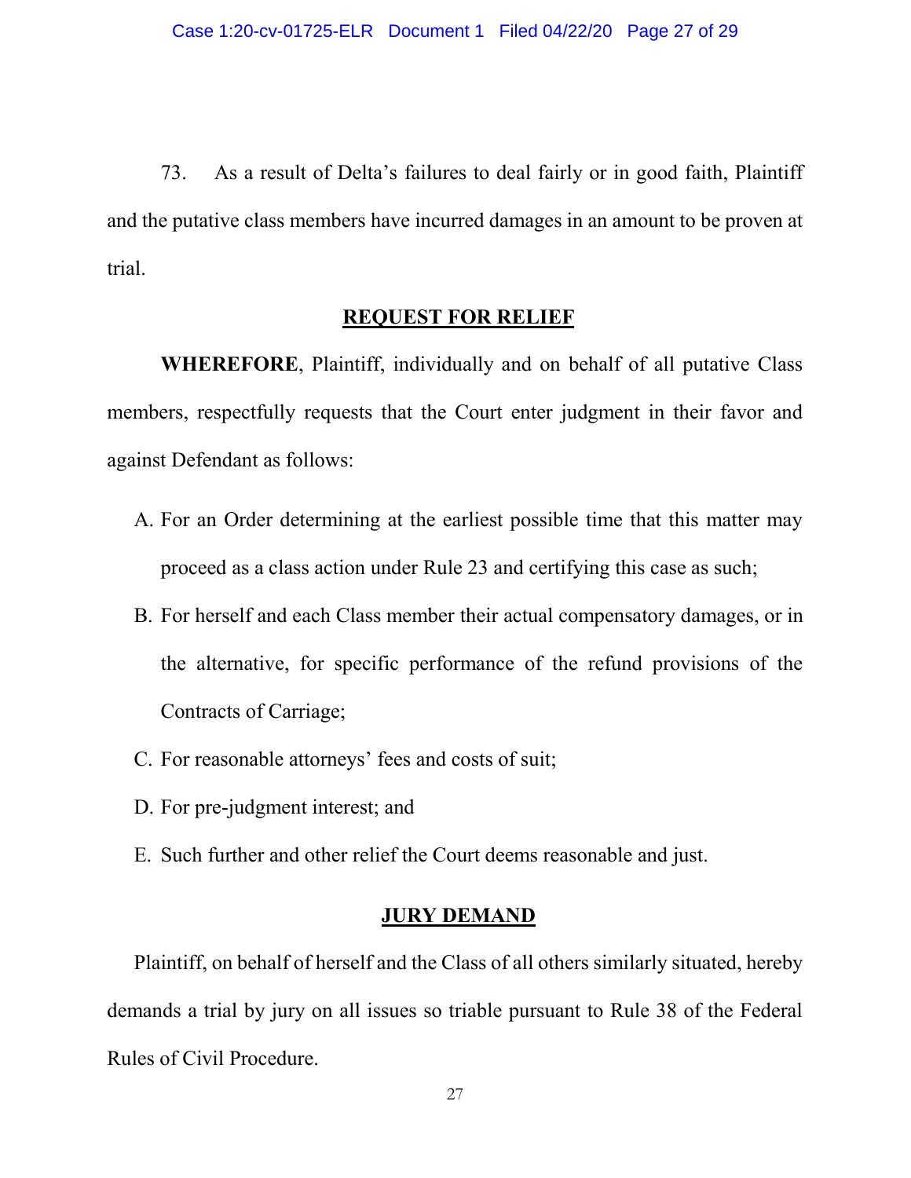73. As a result of Delta's failures to deal fairly or in good faith, Plaintiff and the putative class members have incurred damages in an amount to be proven at trial.

## REQUEST FOR RELIEF

**WHEREFORE**, Plaintiff, individually and on behalf of all putative Class members, respectfully requests that the Court enter judgment in their favor and against Defendant as follows:

A. For an Order determining at the earliest possible time that this matter may proceed as a class action under Rule 23 and certifying this case as such;

B. For herself and each Class member their actual compensatory damages, or in the alternative, for specific performance of the refund provisions of the Contracts of Carriage;

C. For reasonable attorneys' fees and costs of suit;

D. For pre-judgment interest; and

E. Such further and other relief the Court deems reasonable and just.

## JURY DEMAND

Plaintiff, on behalf of herself and the Class of all others similarly situated, hereby demands a trial by jury on all issues so triable pursuant to Rule 38 of the Federal Rules of Civil Procedure.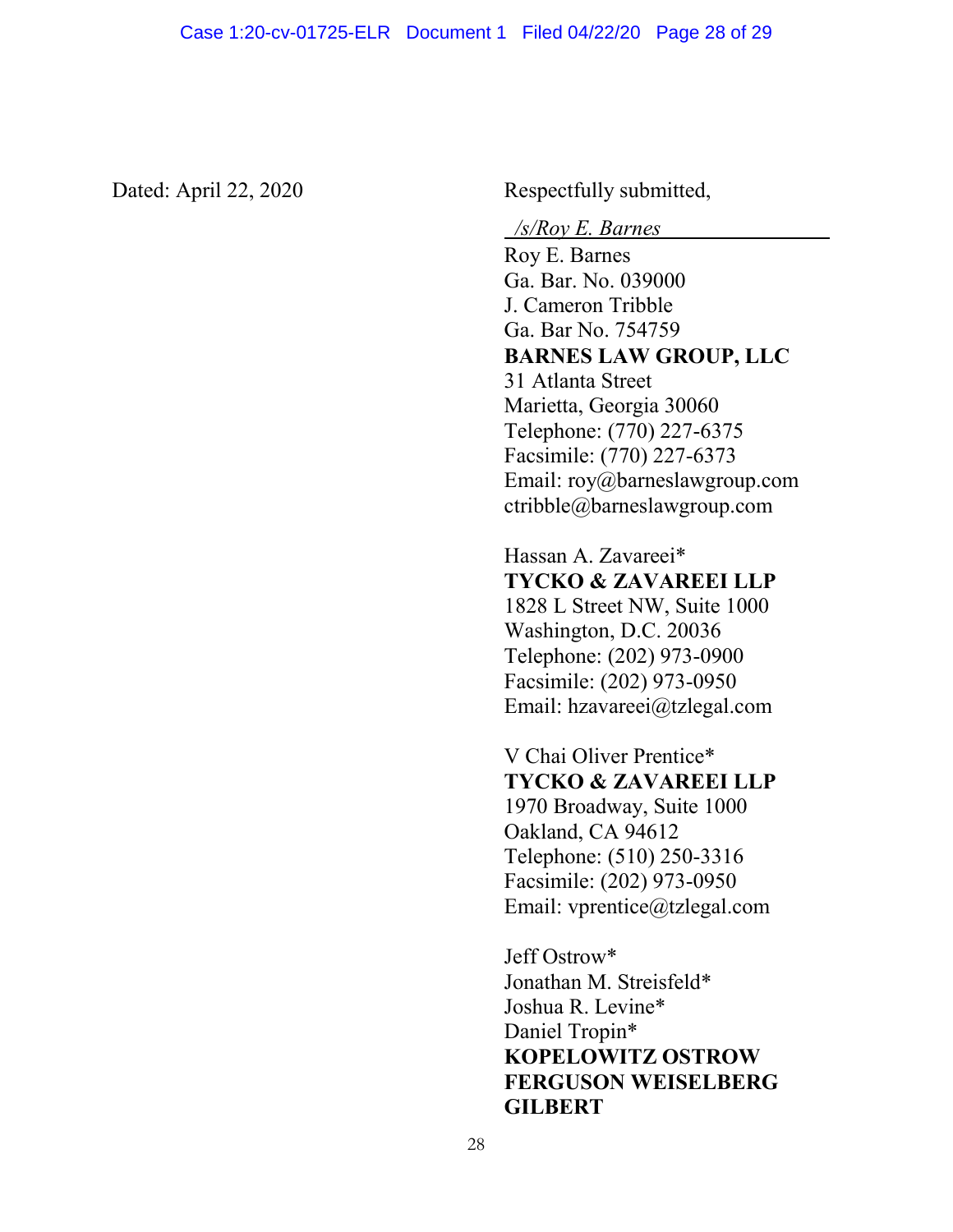Dated: April 22, 2020

Respectfully submitted,

*/s/Roy E. Barnes*

Roy E. Barnes
Ga. Bar. No. 039000
J. Cameron Tribble
Ga. Bar No. 754759
**BARNES LAW GROUP, LLC**
31 Atlanta Street
Marietta, Georgia 30060
Telephone: (770) 227-6375
Facsimile: (770) 227-6373
Email: roy@barneslawgroup.com
ctribble@barneslawgroup.com

Hassan A. Zavareei*
**TYCKO & ZAVAREEI LLP**
1828 L Street NW, Suite 1000
Washington, D.C. 20036
Telephone: (202) 973-0900
Facsimile: (202) 973-0950
Email: hzavareei@tzlegal.com

V Chai Oliver Prentice*
**TYCKO & ZAVAREEI LLP**
1970 Broadway, Suite 1000
Oakland, CA 94612
Telephone: (510) 250-3316
Facsimile: (202) 973-0950
Email: vprentice@tzlegal.com

Jeff Ostrow*
Jonathan M. Streisfeld*
Joshua R. Levine*
Daniel Tropin*
**KOPELOWITZ OSTROW FERGUSON WEISELBERG GILBERT**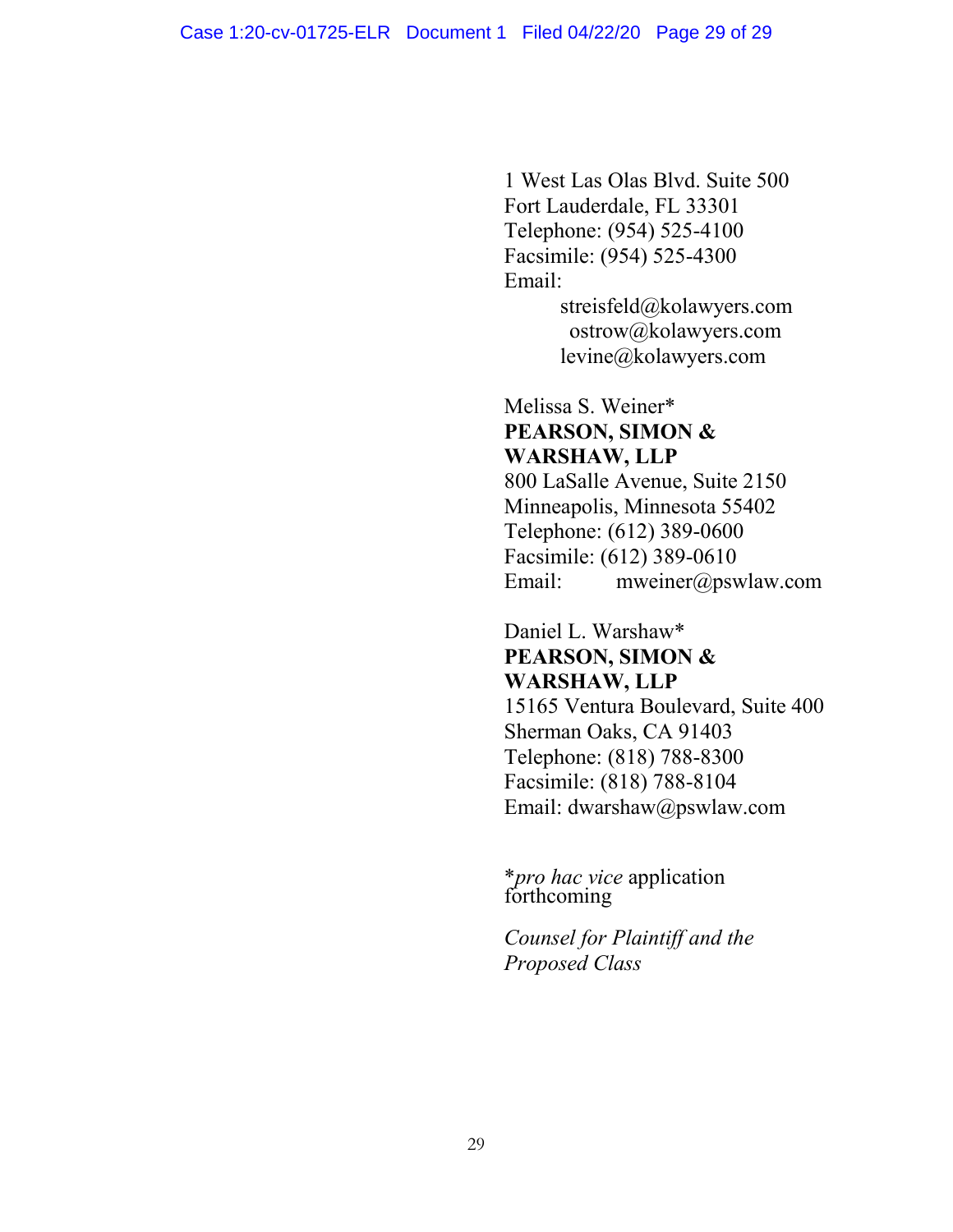1 West Las Olas Blvd. Suite 500
Fort Lauderdale, FL 33301
Telephone: (954) 525-4100
Facsimile: (954) 525-4300
Email:
streisfeld@kolawyers.com
ostrow@kolawyers.com
levine@kolawyers.com

Melissa S. Weiner*
**PEARSON, SIMON & WARSHAW, LLP**
800 LaSalle Avenue, Suite 2150
Minneapolis, Minnesota 55402
Telephone: (612) 389-0600
Facsimile: (612) 389-0610
Email: mweiner@pswlaw.com

Daniel L. Warshaw*
**PEARSON, SIMON & WARSHAW, LLP**
15165 Ventura Boulevard, Suite 400
Sherman Oaks, CA 91403
Telephone: (818) 788-8300
Facsimile: (818) 788-8104
Email: dwarshaw@pswlaw.com

**pro hac vice* application forthcoming

*Counsel for Plaintiff and the Proposed Class*